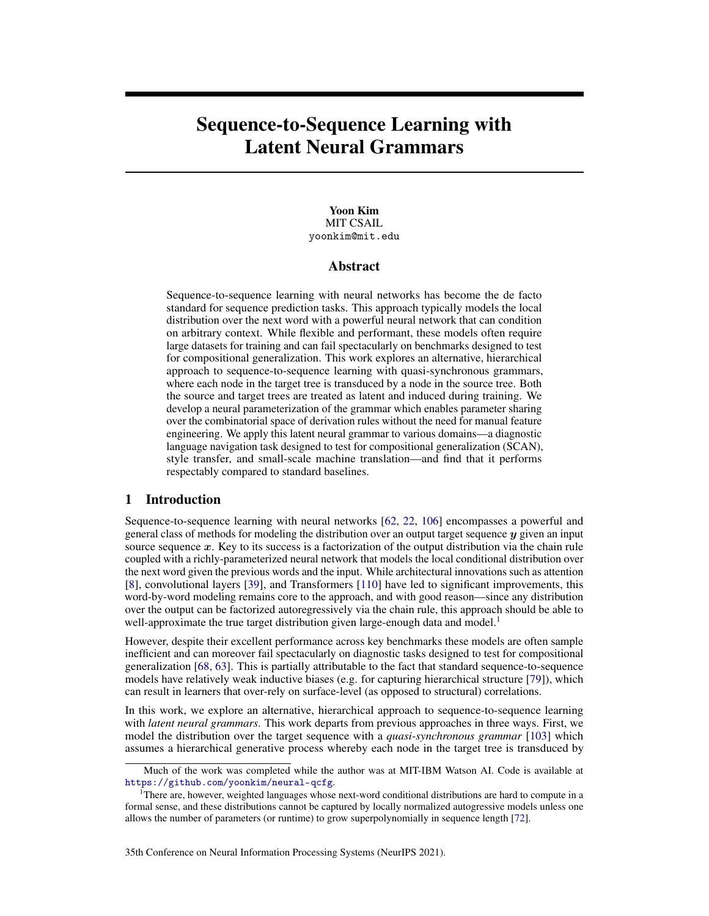# Sequence-to-Sequence Learning with Latent Neural Grammars

**Yoon Kim**
MIT CSAIL
yoonkim@mit.edu

## Abstract

Sequence-to-sequence learning with neural networks has become the de facto standard for sequence prediction tasks. This approach typically models the local distribution over the next word with a powerful neural network that can condition on arbitrary context. While flexible and performant, these models often require large datasets for training and can fail spectacularly on benchmarks designed to test for compositional generalization. This work explores an alternative, hierarchical approach to sequence-to-sequence learning with quasi-synchronous grammars, where each node in the target tree is transduced by a node in the source tree. Both the source and target trees are treated as latent and induced during training. We develop a neural parameterization of the grammar which enables parameter sharing over the combinatorial space of derivation rules without the need for manual feature engineering. We apply this latent neural grammar to various domains—a diagnostic language navigation task designed to test for compositional generalization (SCAN), style transfer, and small-scale machine translation—and find that it performs respectably compared to standard baselines.

## 1 Introduction

Sequence-to-sequence learning with neural networks [62, 22, 106] encompasses a powerful and general class of methods for modeling the distribution over an output target sequence $\boldsymbol{y}$ given an input source sequence $\boldsymbol{x}$. Key to its success is a factorization of the output distribution via the chain rule coupled with a richly-parameterized neural network that models the local conditional distribution over the next word given the previous words and the input. While architectural innovations such as attention [8], convolutional layers [39], and Transformers [110] have led to significant improvements, this word-by-word modeling remains core to the approach, and with good reason—since any distribution over the output can be factorized autoregressively via the chain rule, this approach should be able to well-approximate the true target distribution given large-enough data and model.[1]

However, despite their excellent performance across key benchmarks these models are often sample inefficient and can moreover fail spectacularly on diagnostic tasks designed to test for compositional generalization [68, 63]. This is partially attributable to the fact that standard sequence-to-sequence models have relatively weak inductive biases (e.g. for capturing hierarchical structure [79]), which can result in learners that over-rely on surface-level (as opposed to structural) correlations.

In this work, we explore an alternative, hierarchical approach to sequence-to-sequence learning with *latent neural grammars*. This work departs from previous approaches in three ways. First, we model the distribution over the target sequence with a *quasi-synchronous grammar* [103] which assumes a hierarchical generative process whereby each node in the target tree is transduced by

---

Much of the work was completed while the author was at MIT-IBM Watson AI. Code is available at https://github.com/yoonkim/neural-qcfg.

[1] There are, however, weighted languages whose next-word conditional distributions are hard to compute in a formal sense, and these distributions cannot be captured by locally normalized autogressive models unless one allows the number of parameters (or runtime) to grow superpolynomially in sequence length [72].

35th Conference on Neural Information Processing Systems (NeurIPS 2021).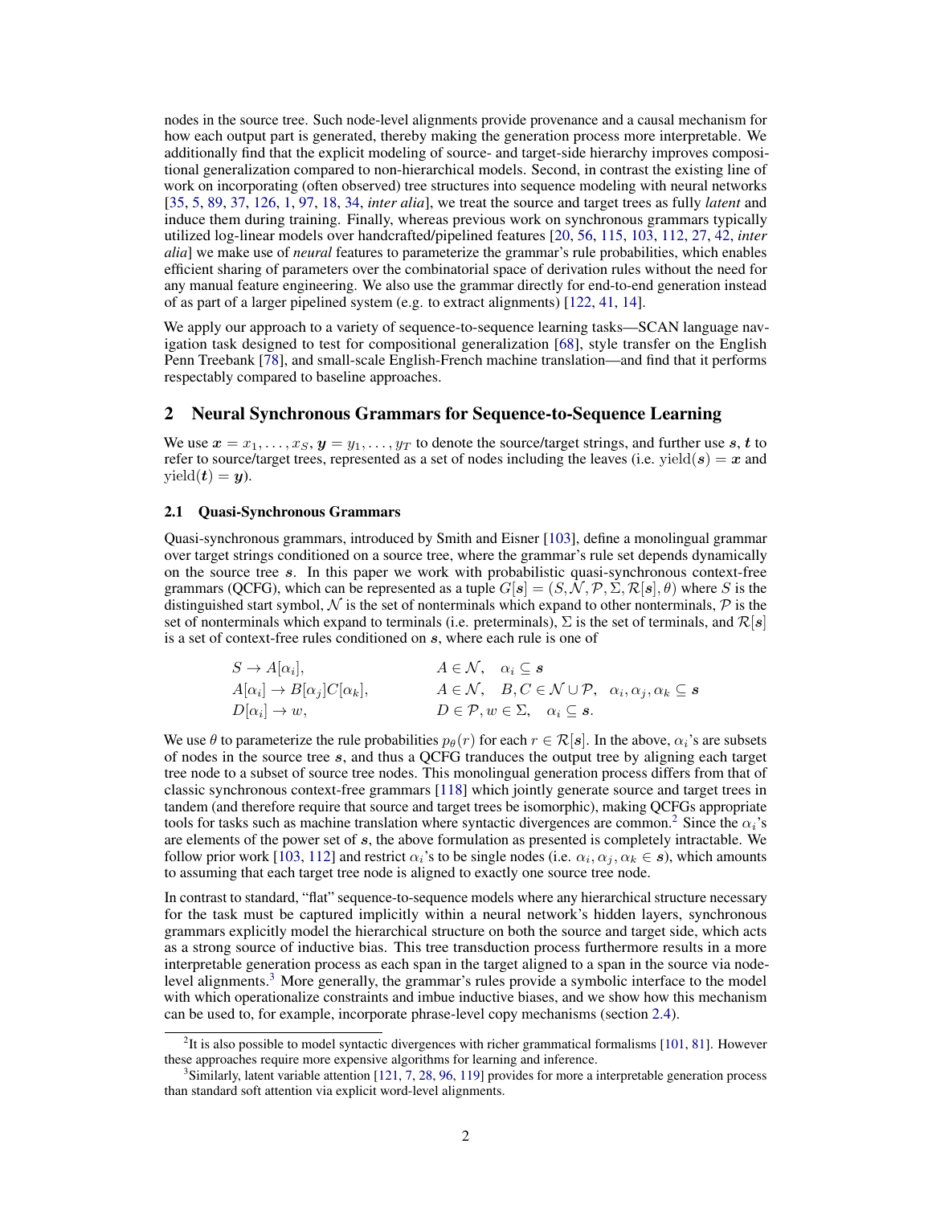nodes in the source tree. Such node-level alignments provide provenance and a causal mechanism for how each output part is generated, thereby making the generation process more interpretable. We additionally find that the explicit modeling of source- and target-side hierarchy improves compositional generalization compared to non-hierarchical models. Second, in contrast the existing line of work on incorporating (often observed) tree structures into sequence modeling with neural networks [35, 5, 89, 37, 126, 1, 97, 18, 34, *inter alia*], we treat the source and target trees as fully *latent* and induce them during training. Finally, whereas previous work on synchronous grammars typically utilized log-linear models over handcrafted/pipelined features [20, 56, 115, 103, 112, 27, 42, *inter alia*] we make use of *neural* features to parameterize the grammar's rule probabilities, which enables efficient sharing of parameters over the combinatorial space of derivation rules without the need for any manual feature engineering. We also use the grammar directly for end-to-end generation instead of as part of a larger pipelined system (e.g. to extract alignments) [122, 41, 14].

We apply our approach to a variety of sequence-to-sequence learning tasks—SCAN language navigation task designed to test for compositional generalization [68], style transfer on the English Penn Treebank [78], and small-scale English-French machine translation—and find that it performs respectably compared to baseline approaches.

## 2 Neural Synchronous Grammars for Sequence-to-Sequence Learning

We use $\boldsymbol{x} = x_1, \ldots, x_S$, $\boldsymbol{y} = y_1, \ldots, y_T$ to denote the source/target strings, and further use $\boldsymbol{s}, \boldsymbol{t}$ to refer to source/target trees, represented as a set of nodes including the leaves (i.e. $\text{yield}(\boldsymbol{s}) = \boldsymbol{x}$ and $\text{yield}(\boldsymbol{t}) = \boldsymbol{y}$).

### 2.1 Quasi-Synchronous Grammars

Quasi-synchronous grammars, introduced by Smith and Eisner [103], define a monolingual grammar over target strings conditioned on a source tree, where the grammar's rule set depends dynamically on the source tree $\boldsymbol{s}$. In this paper we work with probabilistic quasi-synchronous context-free grammars (QCFG), which can be represented as a tuple $G[\boldsymbol{s}] = (S, \mathcal{N}, \mathcal{P}, \Sigma, \mathcal{R}[\boldsymbol{s}], \theta)$ where $S$ is the distinguished start symbol, $\mathcal{N}$ is the set of nonterminals which expand to other nonterminals, $\mathcal{P}$ is the set of nonterminals which expand to terminals (i.e. preterminals), $\Sigma$ is the set of terminals, and $\mathcal{R}[\boldsymbol{s}]$ is a set of context-free rules conditioned on $\boldsymbol{s}$, where each rule is one of

$$
\begin{aligned}
&S \to A[\alpha_i], && A \in \mathcal{N}, \quad \alpha_i \subseteq \boldsymbol{s} \\
&A[\alpha_i] \to B[\alpha_j]C[\alpha_k], && A \in \mathcal{N}, \quad B, C \in \mathcal{N} \cup \mathcal{P}, \quad \alpha_i, \alpha_j, \alpha_k \subseteq \boldsymbol{s} \\
&D[\alpha_i] \to w, && D \in \mathcal{P}, w \in \Sigma, \quad \alpha_i \subseteq \boldsymbol{s}.
\end{aligned}
$$

We use $\theta$ to parameterize the rule probabilities $p_\theta(r)$ for each $r \in \mathcal{R}[\boldsymbol{s}]$. In the above, $\alpha_i$'s are subsets of nodes in the source tree $\boldsymbol{s}$, and thus a QCFG tranduces the output tree by aligning each target tree node to a subset of source tree nodes. This monolingual generation process differs from that of classic synchronous context-free grammars [118] which jointly generate source and target trees in tandem (and therefore require that source and target trees be isomorphic), making QCFGs appropriate tools for tasks such as machine translation where syntactic divergences are common.[2] Since the $\alpha_i$'s are elements of the power set of $\boldsymbol{s}$, the above formulation as presented is completely intractable. We follow prior work [103, 112] and restrict $\alpha_i$'s to be single nodes (i.e. $\alpha_i, \alpha_j, \alpha_k \in \boldsymbol{s}$), which amounts to assuming that each target tree node is aligned to exactly one source tree node.

In contrast to standard, "flat" sequence-to-sequence models where any hierarchical structure necessary for the task must be captured implicitly within a neural network's hidden layers, synchronous grammars explicitly model the hierarchical structure on both the source and target side, which acts as a strong source of inductive bias. This tree transduction process furthermore results in a more interpretable generation process as each span in the target aligned to a span in the source via node-level alignments.[3] More generally, the grammar's rules provide a symbolic interface to the model with which operationalize constraints and imbue inductive biases, and we show how this mechanism can be used to, for example, incorporate phrase-level copy mechanisms (section 2.4).

[2] It is also possible to model syntactic divergences with richer grammatical formalisms [101, 81]. However these approaches require more expensive algorithms for learning and inference.

[3] Similarly, latent variable attention [121, 7, 28, 96, 119] provides for more a interpretable generation process than standard soft attention via explicit word-level alignments.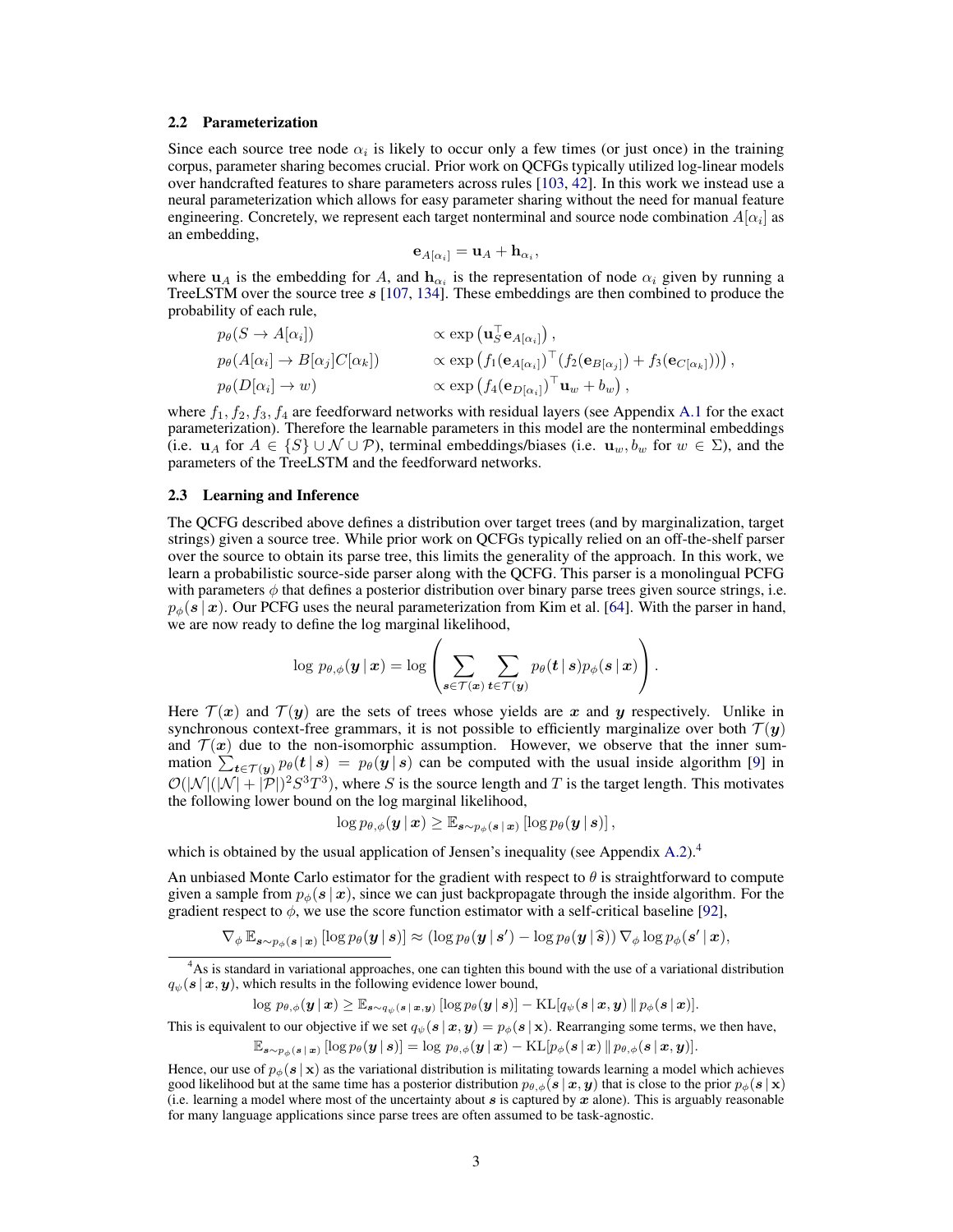### 2.2 Parameterization

Since each source tree node $\alpha_i$ is likely to occur only a few times (or just once) in the training corpus, parameter sharing becomes crucial. Prior work on QCFGs typically utilized log-linear models over handcrafted features to share parameters across rules [103, 42]. In this work we instead use a neural parameterization which allows for easy parameter sharing without the need for manual feature engineering. Concretely, we represent each target nonterminal and source node combination $A[\alpha_i]$ as an embedding,

$$\mathbf{e}_{A[\alpha_i]} = \mathbf{u}_A + \mathbf{h}_{\alpha_i},$$

where $\mathbf{u}_A$ is the embedding for $A$, and $\mathbf{h}_{\alpha_i}$ is the representation of node $\alpha_i$ given by running a TreeLSTM over the source tree $\boldsymbol{s}$ [107, 134]. These embeddings are then combined to produce the probability of each rule,

$$\begin{aligned}
p_\theta(S \to A[\alpha_i]) \quad & \propto \exp\left(\mathbf{u}_S^\top \mathbf{e}_{A[\alpha_i]}\right), \\
p_\theta(A[\alpha_i] \to B[\alpha_j]C[\alpha_k]) \quad & \propto \exp\left(f_1(\mathbf{e}_{A[\alpha_i]})^\top (f_2(\mathbf{e}_{B[\alpha_j]}) + f_3(\mathbf{e}_{C[\alpha_k]}))\right), \\
p_\theta(D[\alpha_i] \to w) \quad & \propto \exp\left(f_4(\mathbf{e}_{D[\alpha_i]})^\top \mathbf{u}_w + b_w\right),
\end{aligned}$$

where $f_1, f_2, f_3, f_4$ are feedforward networks with residual layers (see Appendix A.1 for the exact parameterization). Therefore the learnable parameters in this model are the nonterminal embeddings (i.e. $\mathbf{u}_A$ for $A \in \{S\} \cup \mathcal{N} \cup \mathcal{P}$), terminal embeddings/biases (i.e. $\mathbf{u}_w, b_w$ for $w \in \Sigma$), and the parameters of the TreeLSTM and the feedforward networks.

### 2.3 Learning and Inference

The QCFG described above defines a distribution over target trees (and by marginalization, target strings) given a source tree. While prior work on QCFGs typically relied on an off-the-shelf parser over the source to obtain its parse tree, this limits the generality of the approach. In this work, we learn a probabilistic source-side parser along with the QCFG. This parser is a monolingual PCFG with parameters $\phi$ that defines a posterior distribution over binary parse trees given source strings, i.e. $p_\phi(\boldsymbol{s} \,|\, \boldsymbol{x})$. Our PCFG uses the neural parameterization from Kim et al. [64]. With the parser in hand, we are now ready to define the log marginal likelihood,

$$\log\, p_{\theta,\phi}(\boldsymbol{y} \,|\, \boldsymbol{x}) = \log\left(\sum_{\boldsymbol{s} \in \mathcal{T}(\boldsymbol{x})} \sum_{\boldsymbol{t} \in \mathcal{T}(\boldsymbol{y})} p_\theta(\boldsymbol{t} \,|\, \boldsymbol{s}) p_\phi(\boldsymbol{s} \,|\, \boldsymbol{x})\right).$$

Here $\mathcal{T}(\boldsymbol{x})$ and $\mathcal{T}(\boldsymbol{y})$ are the sets of trees whose yields are $\boldsymbol{x}$ and $\boldsymbol{y}$ respectively. Unlike in synchronous context-free grammars, it is not possible to efficiently marginalize over both $\mathcal{T}(\boldsymbol{y})$ and $\mathcal{T}(\boldsymbol{x})$ due to the non-isomorphic assumption. However, we observe that the inner summation $\sum_{\boldsymbol{t} \in \mathcal{T}(\boldsymbol{y})} p_\theta(\boldsymbol{t} \,|\, \boldsymbol{s}) = p_\theta(\boldsymbol{y} \,|\, \boldsymbol{s})$ can be computed with the usual inside algorithm [9] in $\mathcal{O}(|\mathcal{N}|(|\mathcal{N}| + |\mathcal{P}|)^2 S^3 T^3)$, where $S$ is the source length and $T$ is the target length. This motivates the following lower bound on the log marginal likelihood,

$$\log p_{\theta,\phi}(\boldsymbol{y} \,|\, \boldsymbol{x}) \geq \mathbb{E}_{\boldsymbol{s} \sim p_\phi(\boldsymbol{s} \,|\, \boldsymbol{x})}\left[\log p_\theta(\boldsymbol{y} \,|\, \boldsymbol{s})\right],$$

which is obtained by the usual application of Jensen's inequality (see Appendix A.2).[4]

An unbiased Monte Carlo estimator for the gradient with respect to $\theta$ is straightforward to compute given a sample from $p_\phi(\boldsymbol{s} \,|\, \boldsymbol{x})$, since we can just backpropagate through the inside algorithm. For the gradient respect to $\phi$, we use the score function estimator with a self-critical baseline [92],

$$\nabla_\phi\, \mathbb{E}_{\boldsymbol{s} \sim p_\phi(\boldsymbol{s} \,|\, \boldsymbol{x})}\left[\log p_\theta(\boldsymbol{y} \,|\, \boldsymbol{s})\right] \approx \left(\log p_\theta(\boldsymbol{y} \,|\, \boldsymbol{s}') - \log p_\theta(\boldsymbol{y} \,|\, \widehat{\boldsymbol{s}})\right) \nabla_\phi \log p_\phi(\boldsymbol{s}' \,|\, \boldsymbol{x}),$$

---

[4] As is standard in variational approaches, one can tighten this bound with the use of a variational distribution $q_\psi(\boldsymbol{s} \,|\, \boldsymbol{x}, \boldsymbol{y})$, which results in the following evidence lower bound,

$$\log\, p_{\theta,\phi}(\boldsymbol{y} \,|\, \boldsymbol{x}) \geq \mathbb{E}_{\boldsymbol{s} \sim q_\psi(\boldsymbol{s} \,|\, \boldsymbol{x}, \boldsymbol{y})}\left[\log p_\theta(\boldsymbol{y} \,|\, \boldsymbol{s})\right] - \mathrm{KL}[q_\psi(\boldsymbol{s} \,|\, \boldsymbol{x}, \boldsymbol{y}) \,\|\, p_\phi(\boldsymbol{s} \,|\, \boldsymbol{x})].$$

This is equivalent to our objective if we set $q_\psi(\boldsymbol{s} \,|\, \boldsymbol{x}, \boldsymbol{y}) = p_\phi(\boldsymbol{s} \,|\, \mathbf{x})$. Rearranging some terms, we then have,

$$\mathbb{E}_{\boldsymbol{s} \sim p_\phi(\boldsymbol{s} \,|\, \boldsymbol{x})}\left[\log p_\theta(\boldsymbol{y} \,|\, \boldsymbol{s})\right] = \log\, p_{\theta,\phi}(\boldsymbol{y} \,|\, \boldsymbol{x}) - \mathrm{KL}[p_\phi(\boldsymbol{s} \,|\, \boldsymbol{x}) \,\|\, p_{\theta,\phi}(\boldsymbol{s} \,|\, \boldsymbol{x}, \boldsymbol{y})].$$

Hence, our use of $p_\phi(\boldsymbol{s} \,|\, \mathbf{x})$ as the variational distribution is militating towards learning a model which achieves good likelihood but at the same time has a posterior distribution $p_{\theta,\phi}(\boldsymbol{s} \,|\, \boldsymbol{x}, \boldsymbol{y})$ that is close to the prior $p_\phi(\boldsymbol{s} \,|\, \mathbf{x})$ (i.e. learning a model where most of the uncertainty about $\boldsymbol{s}$ is captured by $\boldsymbol{x}$ alone). This is arguably reasonable for many language applications since parse trees are often assumed to be task-agnostic.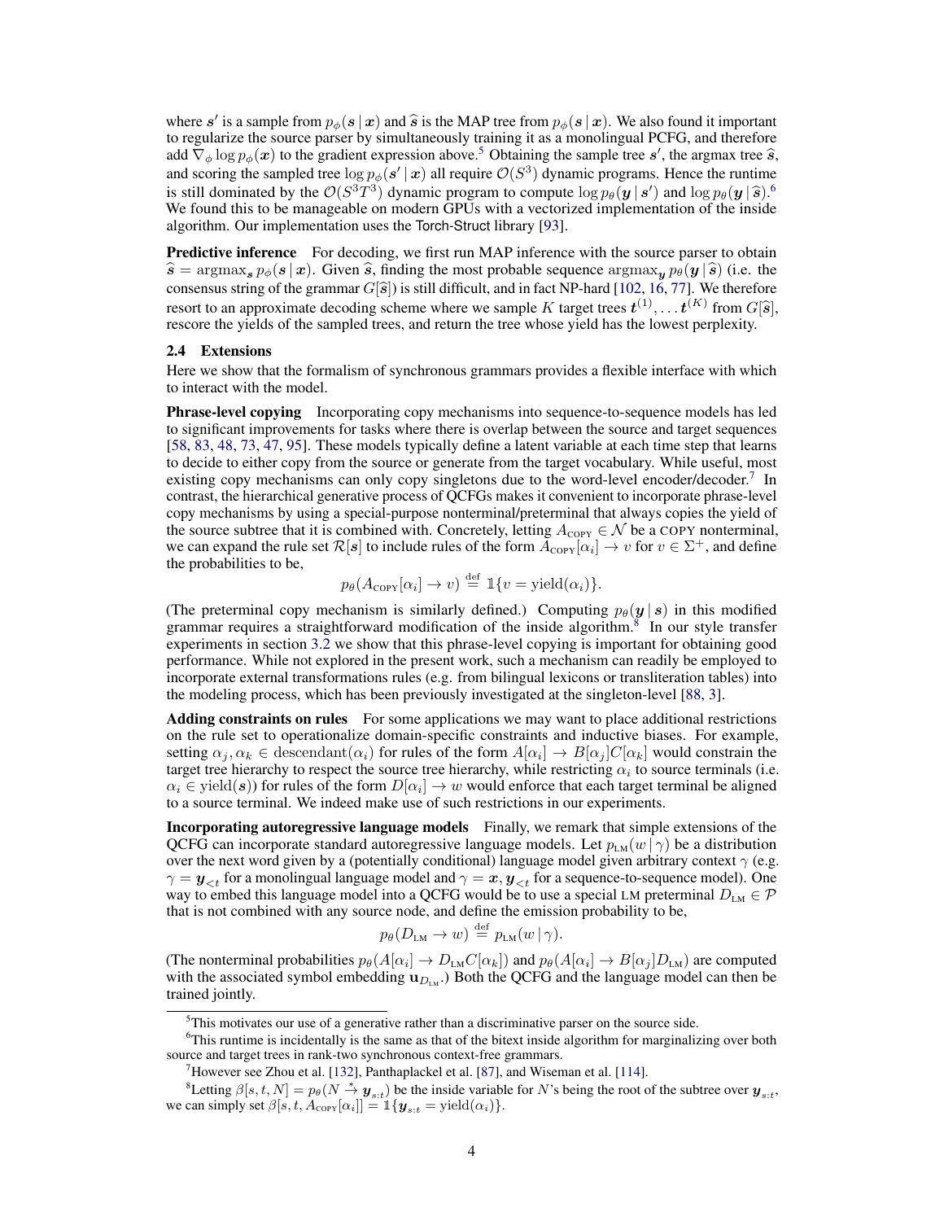where $\boldsymbol{s}'$ is a sample from $p_\phi(\boldsymbol{s} \,|\, \boldsymbol{x})$ and $\widehat{\boldsymbol{s}}$ is the MAP tree from $p_\phi(\boldsymbol{s} \,|\, \boldsymbol{x})$. We also found it important to regularize the source parser by simultaneously training it as a monolingual PCFG, and therefore add $\nabla_\phi \log p_\phi(\boldsymbol{x})$ to the gradient expression above.[5] Obtaining the sample tree $\boldsymbol{s}'$, the argmax tree $\widehat{\boldsymbol{s}}$, and scoring the sampled tree $\log p_\phi(\boldsymbol{s}' \,|\, \boldsymbol{x})$ all require $\mathcal{O}(S^3)$ dynamic programs. Hence the runtime is still dominated by the $\mathcal{O}(S^3T^3)$ dynamic program to compute $\log p_\theta(\boldsymbol{y} \,|\, \boldsymbol{s}')$ and $\log p_\theta(\boldsymbol{y} \,|\, \widehat{\boldsymbol{s}})$.[6] We found this to be manageable on modern GPUs with a vectorized implementation of the inside algorithm. Our implementation uses the Torch-Struct library [93].

**Predictive inference** For decoding, we first run MAP inference with the source parser to obtain $\widehat{\boldsymbol{s}} = \operatorname{argmax}_{\boldsymbol{s}} p_\phi(\boldsymbol{s} \,|\, \boldsymbol{x})$. Given $\widehat{\boldsymbol{s}}$, finding the most probable sequence $\operatorname{argmax}_{\boldsymbol{y}} p_\theta(\boldsymbol{y} \,|\, \widehat{\boldsymbol{s}})$ (i.e. the consensus string of the grammar $G[\widehat{\boldsymbol{s}}]$) is still difficult, and in fact NP-hard [102, 16, 77]. We therefore resort to an approximate decoding scheme where we sample $K$ target trees $\boldsymbol{t}^{(1)}, \dots \boldsymbol{t}^{(K)}$ from $G[\widehat{\boldsymbol{s}}]$, rescore the yields of the sampled trees, and return the tree whose yield has the lowest perplexity.

### 2.4 Extensions

Here we show that the formalism of synchronous grammars provides a flexible interface with which to interact with the model.

**Phrase-level copying** Incorporating copy mechanisms into sequence-to-sequence models has led to significant improvements for tasks where there is overlap between the source and target sequences [58, 83, 48, 73, 47, 95]. These models typically define a latent variable at each time step that learns to decide to either copy from the source or generate from the target vocabulary. While useful, most existing copy mechanisms can only copy singletons due to the word-level encoder/decoder.[7] In contrast, the hierarchical generative process of QCFGs makes it convenient to incorporate phrase-level copy mechanisms by using a special-purpose nonterminal/preterminal that always copies the yield of the source subtree that it is combined with. Concretely, letting $A_{\text{COPY}} \in \mathcal{N}$ be a COPY nonterminal, we can expand the rule set $\mathcal{R}[\boldsymbol{s}]$ to include rules of the form $A_{\text{COPY}}[\alpha_i] \to v$ for $v \in \Sigma^+$, and define the probabilities to be,

$$p_\theta(A_{\text{COPY}}[\alpha_i] \to v) \stackrel{\text{def}}{=} \mathbb{1}\{v = \text{yield}(\alpha_i)\}.$$

(The preterminal copy mechanism is similarly defined.) Computing $p_\theta(\boldsymbol{y} \,|\, \boldsymbol{s})$ in this modified grammar requires a straightforward modification of the inside algorithm.[8] In our style transfer experiments in section 3.2 we show that this phrase-level copying is important for obtaining good performance. While not explored in the present work, such a mechanism can readily be employed to incorporate external transformations rules (e.g. from bilingual lexicons or transliteration tables) into the modeling process, which has been previously investigated at the singleton-level [88, 3].

**Adding constraints on rules** For some applications we may want to place additional restrictions on the rule set to operationalize domain-specific constraints and inductive biases. For example, setting $\alpha_j, \alpha_k \in \text{descendant}(\alpha_i)$ for rules of the form $A[\alpha_i] \to B[\alpha_j]C[\alpha_k]$ would constrain the target tree hierarchy to respect the source tree hierarchy, while restricting $\alpha_i$ to source terminals (i.e. $\alpha_i \in \text{yield}(\boldsymbol{s})$) for rules of the form $D[\alpha_i] \to w$ would enforce that each target terminal be aligned to a source terminal. We indeed make use of such restrictions in our experiments.

**Incorporating autoregressive language models** Finally, we remark that simple extensions of the QCFG can incorporate standard autoregressive language models. Let $p_{\text{LM}}(w \,|\, \gamma)$ be a distribution over the next word given by a (potentially conditional) language model given arbitrary context $\gamma$ (e.g. $\gamma = \boldsymbol{y}_{<t}$ for a monolingual language model and $\gamma = \boldsymbol{x}, \boldsymbol{y}_{<t}$ for a sequence-to-sequence model). One way to embed this language model into a QCFG would be to use a special LM preterminal $D_{\text{LM}} \in \mathcal{P}$ that is not combined with any source node, and define the emission probability to be,

$$p_\theta(D_{\text{LM}} \to w) \stackrel{\text{def}}{=} p_{\text{LM}}(w \,|\, \gamma).$$

(The nonterminal probabilities $p_\theta(A[\alpha_i] \to D_{\text{LM}}C[\alpha_k])$ and $p_\theta(A[\alpha_i] \to B[\alpha_j]D_{\text{LM}})$ are computed with the associated symbol embedding $\mathbf{u}_{D_{\text{LM}}}$.) Both the QCFG and the language model can then be trained jointly.

---

[5] This motivates our use of a generative rather than a discriminative parser on the source side.

[6] This runtime is incidentally is the same as that of the bitext inside algorithm for marginalizing over both source and target trees in rank-two synchronous context-free grammars.

[7] However see Zhou et al. [132], Panthaplackel et al. [87], and Wiseman et al. [114].

[8] Letting $\beta[s, t, N] = p_\theta(N \stackrel{*}{\to} \boldsymbol{y}_{s:t})$ be the inside variable for $N$'s being the root of the subtree over $\boldsymbol{y}_{s:t}$, we can simply set $\beta[s, t, A_{\text{COPY}}[\alpha_i]] = \mathbb{1}\{\boldsymbol{y}_{s:t} = \text{yield}(\alpha_i)\}$.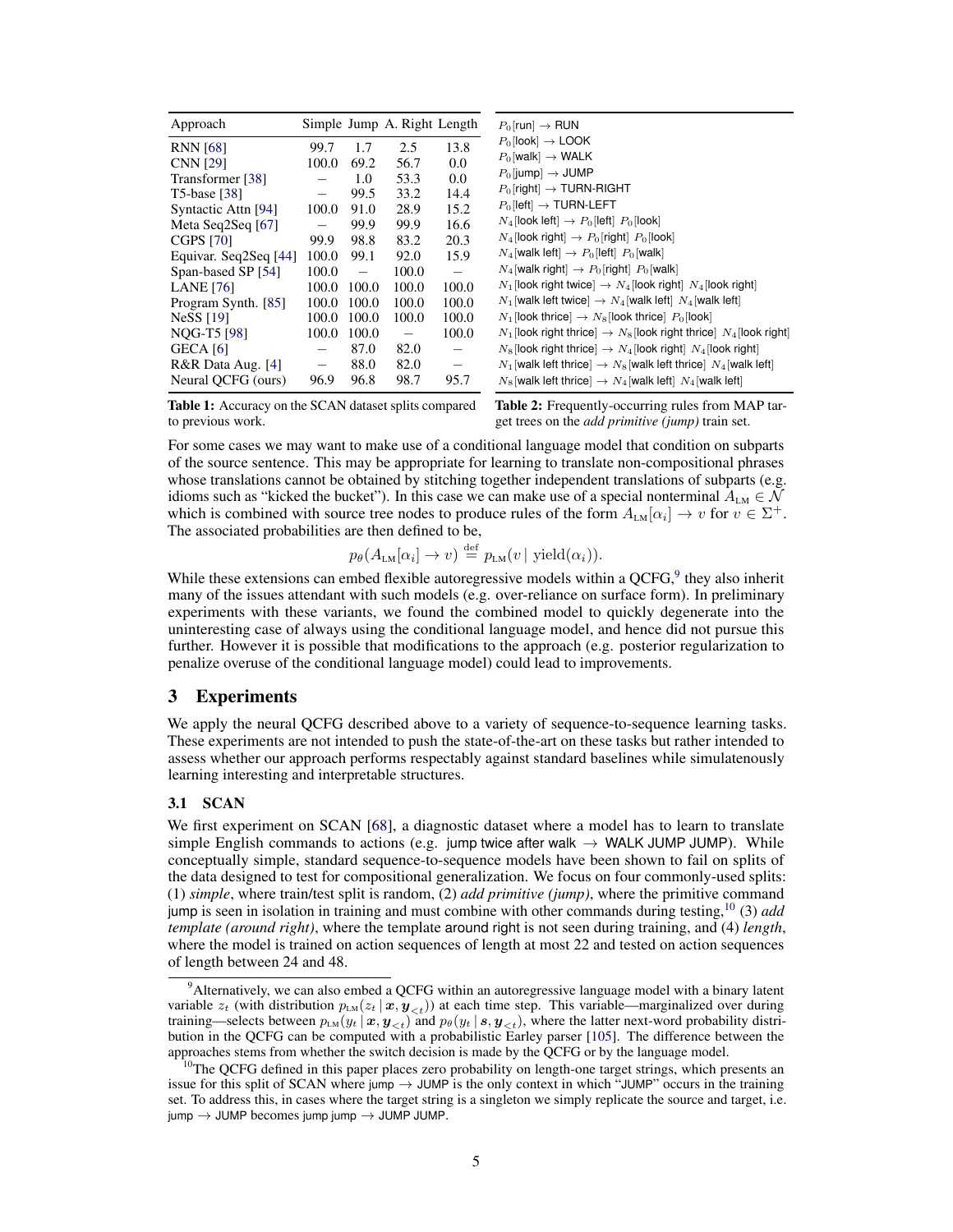| Approach | Simple | Jump | A. Right | Length |
|---|---|---|---|---|
| RNN [68] | 99.7 | 1.7 | 2.5 | 13.8 |
| CNN [29] | 100.0 | 69.2 | 56.7 | 0.0 |
| Transformer [38] | – | 1.0 | 53.3 | 0.0 |
| T5-base [38] | – | 99.5 | 33.2 | 14.4 |
| Syntactic Attn [94] | 100.0 | 91.0 | 28.9 | 15.2 |
| Meta Seq2Seq [67] | – | 99.9 | 99.9 | 16.6 |
| CGPS [70] | 99.9 | 98.8 | 83.2 | 20.3 |
| Equivar. Seq2Seq [44] | 100.0 | 99.1 | 92.0 | 15.9 |
| Span-based SP [54] | 100.0 | – | 100.0 | – |
| LANE [76] | 100.0 | 100.0 | 100.0 | 100.0 |
| Program Synth. [85] | 100.0 | 100.0 | 100.0 | 100.0 |
| NeSS [19] | 100.0 | 100.0 | 100.0 | 100.0 |
| NQG-T5 [98] | 100.0 | 100.0 | – | 100.0 |
| GECA [6] | – | 87.0 | 82.0 | – |
| R&R Data Aug. [4] | – | 88.0 | 82.0 | – |
| Neural QCFG (ours) | 96.9 | 96.8 | 98.7 | 95.7 |

**Table 1:** Accuracy on the SCAN dataset splits compared to previous work.

$P_0$[run] $\rightarrow$ RUN
$P_0$[look] $\rightarrow$ LOOK
$P_0$[walk] $\rightarrow$ WALK
$P_0$[jump] $\rightarrow$ JUMP
$P_0$[right] $\rightarrow$ TURN-RIGHT
$P_0$[left] $\rightarrow$ TURN-LEFT
$N_4$[look left] $\rightarrow$ $P_0$[left] $P_0$[look]
$N_4$[look right] $\rightarrow$ $P_0$[right] $P_0$[look]
$N_4$[walk left] $\rightarrow$ $P_0$[left] $P_0$[walk]
$N_4$[walk right] $\rightarrow$ $P_0$[right] $P_0$[walk]
$N_1$[look right twice] $\rightarrow$ $N_4$[look right] $N_4$[look right]
$N_1$[walk left twice] $\rightarrow$ $N_4$[walk left] $N_4$[walk left]
$N_1$[look thrice] $\rightarrow$ $N_8$[look thrice] $P_0$[look]
$N_1$[look right thrice] $\rightarrow$ $N_8$[look right thrice] $N_4$[look right]
$N_8$[look right thrice] $\rightarrow$ $N_4$[look right] $N_4$[look right]
$N_1$[walk left thrice] $\rightarrow$ $N_8$[walk left thrice] $N_4$[walk left]
$N_8$[walk left thrice] $\rightarrow$ $N_4$[walk left] $N_4$[walk left]

**Table 2:** Frequently-occurring rules from MAP target trees on the *add primitive (jump)* train set.

For some cases we may want to make use of a conditional language model that condition on subparts of the source sentence. This may be appropriate for learning to translate non-compositional phrases whose translations cannot be obtained by stitching together independent translations of subparts (e.g. idioms such as "kicked the bucket"). In this case we can make use of a special nonterminal $A_{\text{LM}} \in \mathcal{N}$ which is combined with source tree nodes to produce rules of the form $A_{\text{LM}}[\alpha_i] \rightarrow v$ for $v \in \Sigma^+$. The associated probabilities are then defined to be,

$$p_\theta(A_{\text{LM}}[\alpha_i] \rightarrow v) \stackrel{\text{def}}{=} p_{\text{LM}}(v \mid \text{yield}(\alpha_i)).$$

While these extensions can embed flexible autoregressive models within a QCFG,[9] they also inherit many of the issues attendant with such models (e.g. over-reliance on surface form). In preliminary experiments with these variants, we found the combined model to quickly degenerate into the uninteresting case of always using the conditional language model, and hence did not pursue this further. However it is possible that modifications to the approach (e.g. posterior regularization to penalize overuse of the conditional language model) could lead to improvements.

## 3 Experiments

We apply the neural QCFG described above to a variety of sequence-to-sequence learning tasks. These experiments are not intended to push the state-of-the-art on these tasks but rather intended to assess whether our approach performs respectably against standard baselines while simulatenously learning interesting and interpretable structures.

### 3.1 SCAN

We first experiment on SCAN [68], a diagnostic dataset where a model has to learn to translate simple English commands to actions (e.g. jump twice after walk $\rightarrow$ WALK JUMP JUMP). While conceptually simple, standard sequence-to-sequence models have been shown to fail on splits of the data designed to test for compositional generalization. We focus on four commonly-used splits: (1) *simple*, where train/test split is random, (2) *add primitive (jump)*, where the primitive command jump is seen in isolation in training and must combine with other commands during testing,[10] (3) *add template (around right)*, where the template around right is not seen during training, and (4) *length*, where the model is trained on action sequences of length at most 22 and tested on action sequences of length between 24 and 48.

[9] Alternatively, we can also embed a QCFG within an autoregressive language model with a binary latent variable $z_t$ (with distribution $p_{\text{LM}}(z_t \mid \boldsymbol{x}, \boldsymbol{y}_{<t})$) at each time step. This variable—marginalized over during training—selects between $p_{\text{LM}}(y_t \mid \boldsymbol{x}, \boldsymbol{y}_{<t})$ and $p_\theta(y_t \mid \boldsymbol{s}, \boldsymbol{y}_{<t})$, where the latter next-word probability distribution in the QCFG can be computed with a probabilistic Earley parser [105]. The difference between the approaches stems from whether the switch decision is made by the QCFG or by the language model.

[10] The QCFG defined in this paper places zero probability on length-one target strings, which presents an issue for this split of SCAN where jump $\rightarrow$ JUMP is the only context in which "JUMP" occurs in the training set. To address this, in cases where the target string is a singleton we simply replicate the source and target, i.e. jump $\rightarrow$ JUMP becomes jump jump $\rightarrow$ JUMP JUMP.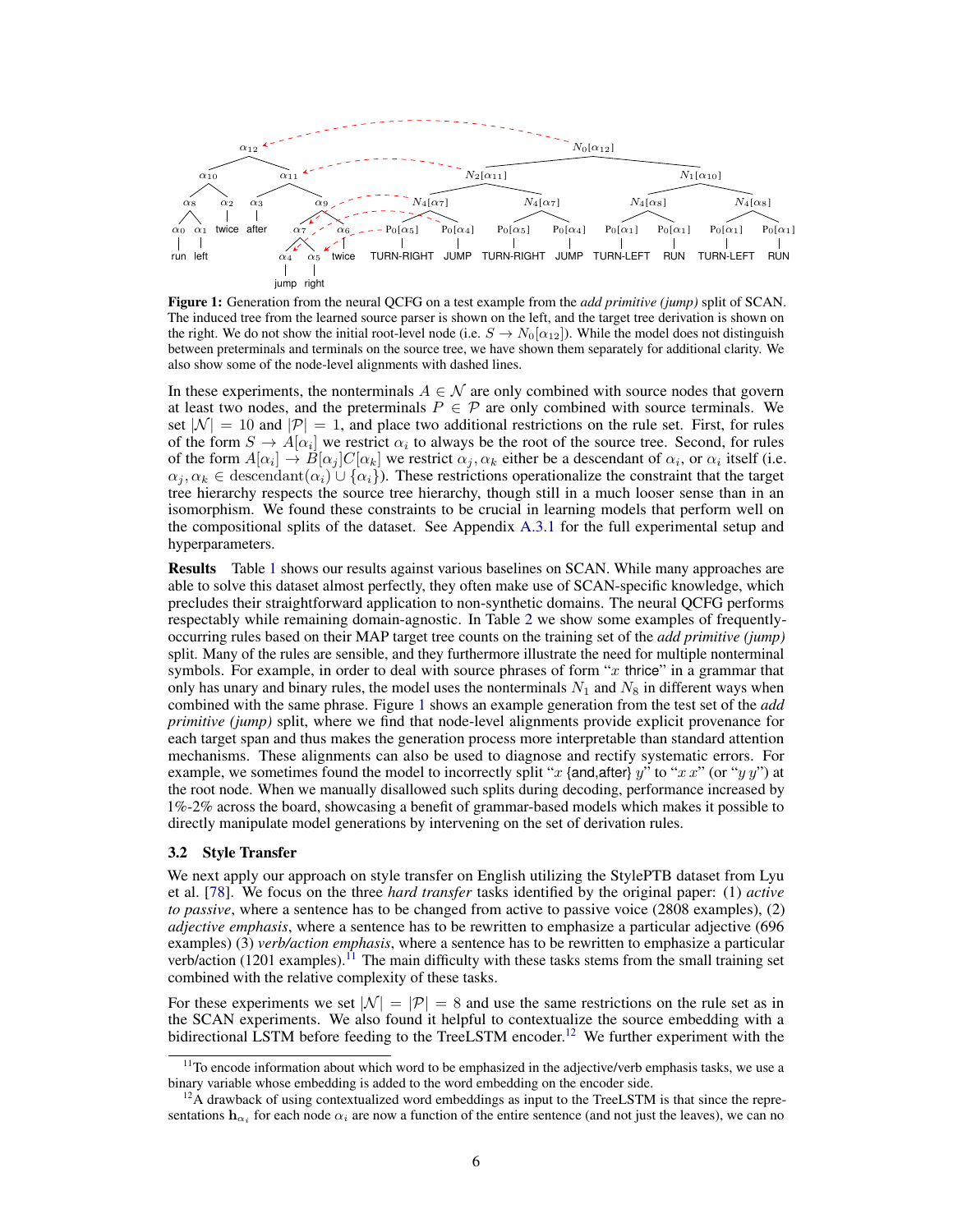**Figure 1:** Generation from the neural QCFG on a test example from the *add primitive (jump)* split of SCAN. The induced tree from the learned source parser is shown on the left, and the target tree derivation is shown on the right. We do not show the initial root-level node (i.e. $S \rightarrow N_0[\alpha_{12}]$). While the model does not distinguish between preterminals and terminals on the source tree, we have shown them separately for additional clarity. We also show some of the node-level alignments with dashed lines.

In these experiments, the nonterminals $A \in \mathcal{N}$ are only combined with source nodes that govern at least two nodes, and the preterminals $P \in \mathcal{P}$ are only combined with source terminals. We set $|\mathcal{N}| = 10$ and $|\mathcal{P}| = 1$, and place two additional restrictions on the rule set. First, for rules of the form $S \rightarrow A[\alpha_i]$ we restrict $\alpha_i$ to always be the root of the source tree. Second, for rules of the form $A[\alpha_i] \rightarrow B[\alpha_j]C[\alpha_k]$ we restrict $\alpha_j, \alpha_k$ either be a descendant of $\alpha_i$, or $\alpha_i$ itself (i.e. $\alpha_j, \alpha_k \in \text{descendant}(\alpha_i) \cup \{\alpha_i\}$). These restrictions operationalize the constraint that the target tree hierarchy respects the source tree hierarchy, though still in a much looser sense than in an isomorphism. We found these constraints to be crucial in learning models that perform well on the compositional splits of the dataset. See Appendix A.3.1 for the full experimental setup and hyperparameters.

**Results** Table 1 shows our results against various baselines on SCAN. While many approaches are able to solve this dataset almost perfectly, they often make use of SCAN-specific knowledge, which precludes their straightforward application to non-synthetic domains. The neural QCFG performs respectably while remaining domain-agnostic. In Table 2 we show some examples of frequently-occurring rules based on their MAP target tree counts on the training set of the *add primitive (jump)* split. Many of the rules are sensible, and they furthermore illustrate the need for multiple nonterminal symbols. For example, in order to deal with source phrases of form "$x$ thrice" in a grammar that only has unary and binary rules, the model uses the nonterminals $N_1$ and $N_8$ in different ways when combined with the same phrase. Figure 1 shows an example generation from the test set of the *add primitive (jump)* split, where we find that node-level alignments provide explicit provenance for each target span and thus makes the generation process more interpretable than standard attention mechanisms. These alignments can also be used to diagnose and rectify systematic errors. For example, we sometimes found the model to incorrectly split "$x$ {and,after} $y$" to "$x$ $x$" (or "$y$ $y$") at the root node. When we manually disallowed such splits during decoding, performance increased by 1%-2% across the board, showcasing a benefit of grammar-based models which makes it possible to directly manipulate model generations by intervening on the set of derivation rules.

### 3.2 Style Transfer

We next apply our approach on style transfer on English utilizing the StylePTB dataset from Lyu et al. [78]. We focus on the three *hard transfer* tasks identified by the original paper: (1) *active to passive*, where a sentence has to be changed from active to passive voice (2808 examples), (2) *adjective emphasis*, where a sentence has to be rewritten to emphasize a particular adjective (696 examples) (3) *verb/action emphasis*, where a sentence has to be rewritten to emphasize a particular verb/action (1201 examples).[11] The main difficulty with these tasks stems from the small training set combined with the relative complexity of these tasks.

For these experiments we set $|\mathcal{N}| = |\mathcal{P}| = 8$ and use the same restrictions on the rule set as in the SCAN experiments. We also found it helpful to contextualize the source embedding with a bidirectional LSTM before feeding to the TreeLSTM encoder.[12] We further experiment with the

[11] To encode information about which word to be emphasized in the adjective/verb emphasis tasks, we use a binary variable whose embedding is added to the word embedding on the encoder side.

[12] A drawback of using contextualized word embeddings as input to the TreeLSTM is that since the representations $\mathbf{h}_{\alpha_i}$ for each node $\alpha_i$ are now a function of the entire sentence (and not just the leaves), we can no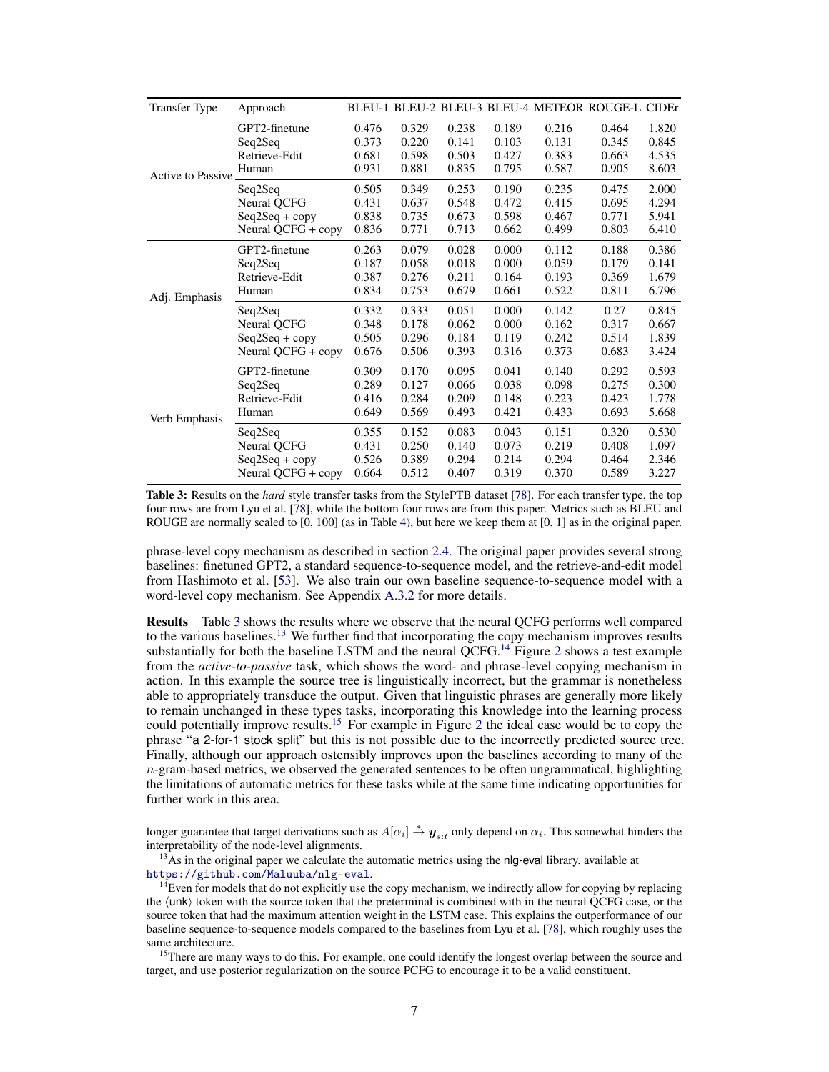| Transfer Type | Approach | BLEU-1 | BLEU-2 | BLEU-3 | BLEU-4 | METEOR | ROUGE-L | CIDEr |
|---|---|---|---|---|---|---|---|---|
| Active to Passive | GPT2-finetune | 0.476 | 0.329 | 0.238 | 0.189 | 0.216 | 0.464 | 1.820 |
| | Seq2Seq | 0.373 | 0.220 | 0.141 | 0.103 | 0.131 | 0.345 | 0.845 |
| | Retrieve-Edit | 0.681 | 0.598 | 0.503 | 0.427 | 0.383 | 0.663 | 4.535 |
| | Human | 0.931 | 0.881 | 0.835 | 0.795 | 0.587 | 0.905 | 8.603 |
| | Seq2Seq | 0.505 | 0.349 | 0.253 | 0.190 | 0.235 | 0.475 | 2.000 |
| | Neural QCFG | 0.431 | 0.637 | 0.548 | 0.472 | 0.415 | 0.695 | 4.294 |
| | Seq2Seq + copy | 0.838 | 0.735 | 0.673 | 0.598 | 0.467 | 0.771 | 5.941 |
| | Neural QCFG + copy | 0.836 | 0.771 | 0.713 | 0.662 | 0.499 | 0.803 | 6.410 |
| Adj. Emphasis | GPT2-finetune | 0.263 | 0.079 | 0.028 | 0.000 | 0.112 | 0.188 | 0.386 |
| | Seq2Seq | 0.187 | 0.058 | 0.018 | 0.000 | 0.059 | 0.179 | 0.141 |
| | Retrieve-Edit | 0.387 | 0.276 | 0.211 | 0.164 | 0.193 | 0.369 | 1.679 |
| | Human | 0.834 | 0.753 | 0.679 | 0.661 | 0.522 | 0.811 | 6.796 |
| | Seq2Seq | 0.332 | 0.333 | 0.051 | 0.000 | 0.142 | 0.27 | 0.845 |
| | Neural QCFG | 0.348 | 0.178 | 0.062 | 0.000 | 0.162 | 0.317 | 0.667 |
| | Seq2Seq + copy | 0.505 | 0.296 | 0.184 | 0.119 | 0.242 | 0.514 | 1.839 |
| | Neural QCFG + copy | 0.676 | 0.506 | 0.393 | 0.316 | 0.373 | 0.683 | 3.424 |
| Verb Emphasis | GPT2-finetune | 0.309 | 0.170 | 0.095 | 0.041 | 0.140 | 0.292 | 0.593 |
| | Seq2Seq | 0.289 | 0.127 | 0.066 | 0.038 | 0.098 | 0.275 | 0.300 |
| | Retrieve-Edit | 0.416 | 0.284 | 0.209 | 0.148 | 0.223 | 0.423 | 1.778 |
| | Human | 0.649 | 0.569 | 0.493 | 0.421 | 0.433 | 0.693 | 5.668 |
| | Seq2Seq | 0.355 | 0.152 | 0.083 | 0.043 | 0.151 | 0.320 | 0.530 |
| | Neural QCFG | 0.431 | 0.250 | 0.140 | 0.073 | 0.219 | 0.408 | 1.097 |
| | Seq2Seq + copy | 0.526 | 0.389 | 0.294 | 0.214 | 0.294 | 0.464 | 2.346 |
| | Neural QCFG + copy | 0.664 | 0.512 | 0.407 | 0.319 | 0.370 | 0.589 | 3.227 |

**Table 3:** Results on the *hard* style transfer tasks from the StylePTB dataset [78]. For each transfer type, the top four rows are from Lyu et al. [78], while the bottom four rows are from this paper. Metrics such as BLEU and ROUGE are normally scaled to [0, 100] (as in Table 4), but here we keep them at [0, 1] as in the original paper.

phrase-level copy mechanism as described in section 2.4. The original paper provides several strong baselines: finetuned GPT2, a standard sequence-to-sequence model, and the retrieve-and-edit model from Hashimoto et al. [53]. We also train our own baseline sequence-to-sequence model with a word-level copy mechanism. See Appendix A.3.2 for more details.

**Results** Table 3 shows the results where we observe that the neural QCFG performs well compared to the various baselines.[13] We further find that incorporating the copy mechanism improves results substantially for both the baseline LSTM and the neural QCFG.[14] Figure 2 shows a test example from the *active-to-passive* task, which shows the word- and phrase-level copying mechanism in action. In this example the source tree is linguistically incorrect, but the grammar is nonetheless able to appropriately transduce the output. Given that linguistic phrases are generally more likely to remain unchanged in these types tasks, incorporating this knowledge into the learning process could potentially improve results.[15] For example in Figure 2 the ideal case would be to copy the phrase "a 2-for-1 stock split" but this is not possible due to the incorrectly predicted source tree. Finally, although our approach ostensibly improves upon the baselines according to many of the $n$-gram-based metrics, we observed the generated sentences to be often ungrammatical, highlighting the limitations of automatic metrics for these tasks while at the same time indicating opportunities for further work in this area.

---

longer guarantee that target derivations such as $A[\alpha_i] \xrightarrow{*} \boldsymbol{y}_{s:t}$ only depend on $\alpha_i$. This somewhat hinders the interpretability of the node-level alignments.

[13] As in the original paper we calculate the automatic metrics using the nlg-eval library, available at https://github.com/Maluuba/nlg-eval.

[14] Even for models that do not explicitly use the copy mechanism, we indirectly allow for copying by replacing the ⟨unk⟩ token with the source token that the preterminal is combined with in the neural QCFG case, or the source token that had the maximum attention weight in the LSTM case. This explains the outperformance of our baseline sequence-to-sequence models compared to the baselines from Lyu et al. [78], which roughly uses the same architecture.

[15] There are many ways to do this. For example, one could identify the longest overlap between the source and target, and use posterior regularization on the source PCFG to encourage it to be a valid constituent.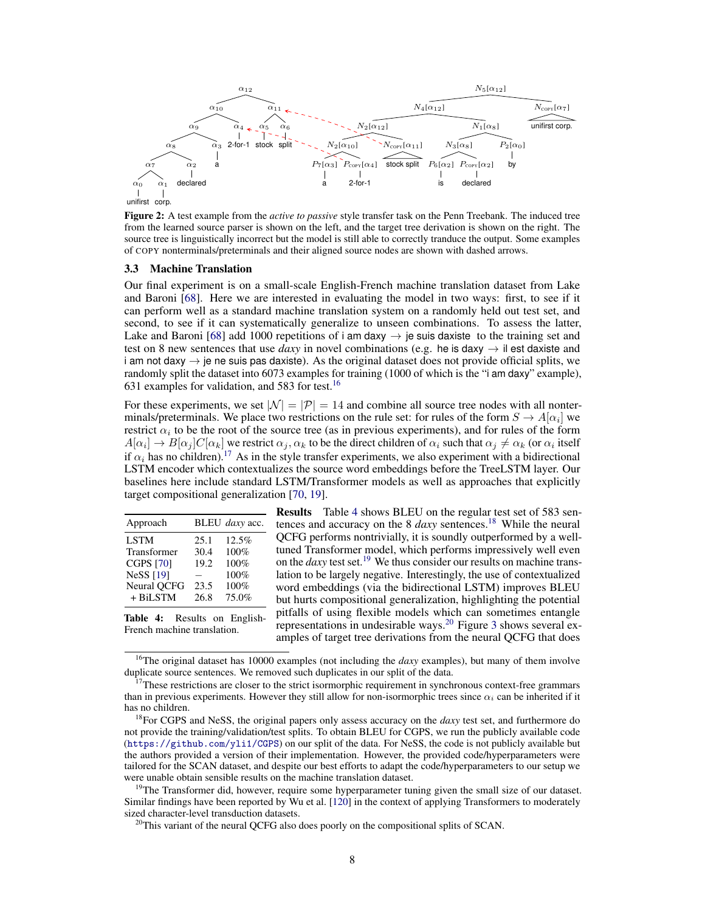**Figure 2:** A test example from the *active to passive* style transfer task on the Penn Treebank. The induced tree from the learned source parser is shown on the left, and the target tree derivation is shown on the right. The source tree is linguistically incorrect but the model is still able to correctly tranduce the output. Some examples of COPY nonterminals/preterminals and their aligned source nodes are shown with dashed arrows.

### 3.3 Machine Translation

Our final experiment is on a small-scale English-French machine translation dataset from Lake and Baroni [68]. Here we are interested in evaluating the model in two ways: first, to see if it can perform well as a standard machine translation system on a randomly held out test set, and second, to see if it can systematically generalize to unseen combinations. To assess the latter, Lake and Baroni [68] add 1000 repetitions of i am daxy $\rightarrow$ je suis daxiste to the training set and test on 8 new sentences that use *daxy* in novel combinations (e.g. he is daxy $\rightarrow$ il est daxiste and i am not daxy $\rightarrow$ je ne suis pas daxiste). As the original dataset does not provide official splits, we randomly split the dataset into 6073 examples for training (1000 of which is the "i am daxy" example), 631 examples for validation, and 583 for test.[16]

For these experiments, we set $|\mathcal{N}| = |\mathcal{P}| = 14$ and combine all source tree nodes with all nonterminals/preterminals. We place two restrictions on the rule set: for rules of the form $S \rightarrow A[\alpha_i]$ we restrict $\alpha_i$ to be the root of the source tree (as in previous experiments), and for rules of the form $A[\alpha_i] \rightarrow B[\alpha_j]C[\alpha_k]$ we restrict $\alpha_j, \alpha_k$ to be the direct children of $\alpha_i$ such that $\alpha_j \neq \alpha_k$ (or $\alpha_i$ itself if $\alpha_i$ has no children).[17] As in the style transfer experiments, we also experiment with a bidirectional LSTM encoder which contextualizes the source word embeddings before the TreeLSTM layer. Our baselines here include standard LSTM/Transformer models as well as approaches that explicitly target compositional generalization [70, 19].

| Approach | BLEU | *daxy* acc. |
|---|---|---|
| LSTM | 25.1 | 12.5% |
| Transformer | 30.4 | 100% |
| CGPS [70] | 19.2 | 100% |
| NeSS [19] | – | 100% |
| Neural QCFG | 23.5 | 100% |
| + BiLSTM | 26.8 | 75.0% |

**Table 4:** Results on English-French machine translation.

**Results** Table 4 shows BLEU on the regular test set of 583 sentences and accuracy on the 8 *daxy* sentences.[18] While the neural QCFG performs nontrivially, it is soundly outperformed by a well-tuned Transformer model, which performs impressively well even on the *daxy* test set.[19] We thus consider our results on machine translation to be largely negative. Interestingly, the use of contextualized word embeddings (via the bidirectional LSTM) improves BLEU but hurts compositional generalization, highlighting the potential pitfalls of using flexible models which can sometimes entangle representations in undesirable ways.[20] Figure 3 shows several examples of target tree derivations from the neural QCFG that does

---

[16] The original dataset has 10000 examples (not including the *daxy* examples), but many of them involve duplicate source sentences. We removed such duplicates in our split of the data.

[17] These restrictions are closer to the strict isomorphic requirement in synchronous context-free grammars than in previous experiments. However they still allow for non-isomorphic trees since $\alpha_i$ can be inherited if it has no children.

[18] For CGPS and NeSS, the original papers only assess accuracy on the *daxy* test set, and furthermore do not provide the training/validation/test splits. To obtain BLEU for CGPS, we run the publicly available code (https://github.com/yli1/CGPS) on our split of the data. For NeSS, the code is not publicly available but the authors provided a version of their implementation. However, the provided code/hyperparameters were tailored for the SCAN dataset, and despite our best efforts to adapt the code/hyperparameters to our setup we were unable obtain sensible results on the machine translation dataset.

[19] The Transformer did, however, require some hyperparameter tuning given the small size of our dataset. Similar findings have been reported by Wu et al. [120] in the context of applying Transformers to moderately sized character-level transduction datasets.

[20] This variant of the neural QCFG also does poorly on the compositional splits of SCAN.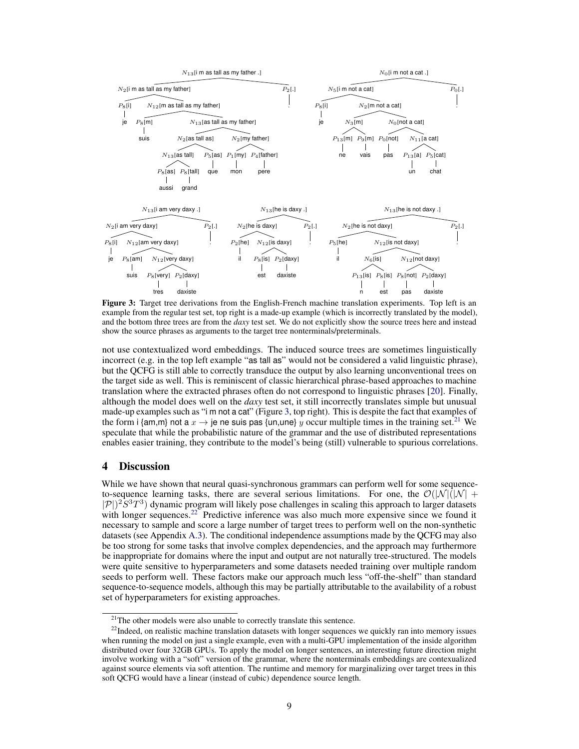Figure 3: Target tree derivations from the English-French machine translation experiments. Top left is an example from the regular test set, top right is a made-up example (which is incorrectly translated by the model), and the bottom three trees are from the *daxy* test set. We do not explicitly show the source trees here and instead show the source phrases as arguments to the target tree nonterminals/preterminals.

not use contextualized word embeddings. The induced source trees are sometimes linguistically incorrect (e.g. in the top left example "as tall as" would not be considered a valid linguistic phrase), but the QCFG is still able to correctly transduce the output by also learning unconventional trees on the target side as well. This is reminiscent of classic hierarchical phrase-based approaches to machine translation where the extracted phrases often do not correspond to linguistic phrases [20]. Finally, although the model does well on the *daxy* test set, it still incorrectly translates simple but unusual made-up examples such as "i m not a cat" (Figure 3, top right). This is despite the fact that examples of the form i {am,m} not a $x \rightarrow$ je ne suis pas {un,une} $y$ occur multiple times in the training set.[21] We speculate that while the probabilistic nature of the grammar and the use of distributed representations enables easier training, they contribute to the model's being (still) vulnerable to spurious correlations.

## 4 Discussion

While we have shown that neural quasi-synchronous grammars can perform well for some sequence-to-sequence learning tasks, there are several serious limitations. For one, the $\mathcal{O}(|\mathcal{N}|(|\mathcal{N}| + |\mathcal{P}|)^2 S^3 T^3)$ dynamic program will likely pose challenges in scaling this approach to larger datasets with longer sequences.[22] Predictive inference was also much more expensive since we found it necessary to sample and score a large number of target trees to perform well on the non-synthetic datasets (see Appendix A.3). The conditional independence assumptions made by the QCFG may also be too strong for some tasks that involve complex dependencies, and the approach may furthermore be inappropriate for domains where the input and output are not naturally tree-structured. The models were quite sensitive to hyperparameters and some datasets needed training over multiple random seeds to perform well. These factors make our approach much less "off-the-shelf" than standard sequence-to-sequence models, although this may be partially attributable to the availability of a robust set of hyperparameters for existing approaches.

[21] The other models were also unable to correctly translate this sentence.

[22] Indeed, on realistic machine translation datasets with longer sequences we quickly ran into memory issues when running the model on just a single example, even with a multi-GPU implementation of the inside algorithm distributed over four 32GB GPUs. To apply the model on longer sentences, an interesting future direction might involve working with a "soft" version of the grammar, where the nonterminals embeddings are contexualized against source elements via soft attention. The runtime and memory for marginalizing over target trees in this soft QCFG would have a linear (instead of cubic) dependence source length.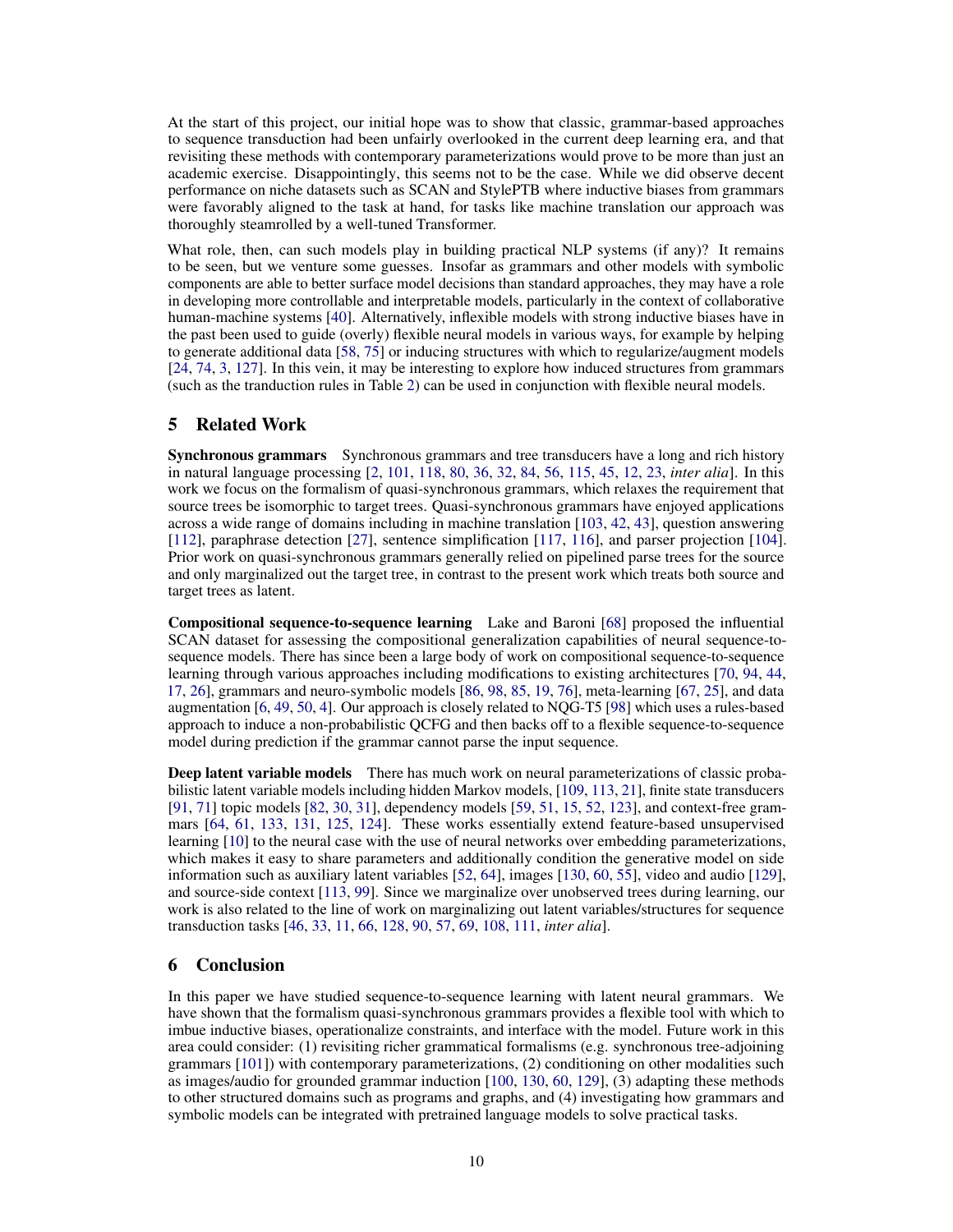At the start of this project, our initial hope was to show that classic, grammar-based approaches to sequence transduction had been unfairly overlooked in the current deep learning era, and that revisiting these methods with contemporary parameterizations would prove to be more than just an academic exercise. Disappointingly, this seems not to be the case. While we did observe decent performance on niche datasets such as SCAN and StylePTB where inductive biases from grammars were favorably aligned to the task at hand, for tasks like machine translation our approach was thoroughly steamrolled by a well-tuned Transformer.

What role, then, can such models play in building practical NLP systems (if any)? It remains to be seen, but we venture some guesses. Insofar as grammars and other models with symbolic components are able to better surface model decisions than standard approaches, they may have a role in developing more controllable and interpretable models, particularly in the context of collaborative human-machine systems [40]. Alternatively, inflexible models with strong inductive biases have in the past been used to guide (overly) flexible neural models in various ways, for example by helping to generate additional data [58, 75] or inducing structures with which to regularize/augment models [24, 74, 3, 127]. In this vein, it may be interesting to explore how induced structures from grammars (such as the tranduction rules in Table 2) can be used in conjunction with flexible neural models.

## 5 Related Work

**Synchronous grammars** Synchronous grammars and tree transducers have a long and rich history in natural language processing [2, 101, 118, 80, 36, 32, 84, 56, 115, 45, 12, 23, *inter alia*]. In this work we focus on the formalism of quasi-synchronous grammars, which relaxes the requirement that source trees be isomorphic to target trees. Quasi-synchronous grammars have enjoyed applications across a wide range of domains including in machine translation [103, 42, 43], question answering [112], paraphrase detection [27], sentence simplification [117, 116], and parser projection [104]. Prior work on quasi-synchronous grammars generally relied on pipelined parse trees for the source and only marginalized out the target tree, in contrast to the present work which treats both source and target trees as latent.

**Compositional sequence-to-sequence learning** Lake and Baroni [68] proposed the influential SCAN dataset for assessing the compositional generalization capabilities of neural sequence-to-sequence models. There has since been a large body of work on compositional sequence-to-sequence learning through various approaches including modifications to existing architectures [70, 94, 44, 17, 26], grammars and neuro-symbolic models [86, 98, 85, 19, 76], meta-learning [67, 25], and data augmentation [6, 49, 50, 4]. Our approach is closely related to NQG-T5 [98] which uses a rules-based approach to induce a non-probabilistic QCFG and then backs off to a flexible sequence-to-sequence model during prediction if the grammar cannot parse the input sequence.

**Deep latent variable models** There has much work on neural parameterizations of classic probabilistic latent variable models including hidden Markov models, [109, 113, 21], finite state transducers [91, 71] topic models [82, 30, 31], dependency models [59, 51, 15, 52, 123], and context-free grammars [64, 61, 133, 131, 125, 124]. These works essentially extend feature-based unsupervised learning [10] to the neural case with the use of neural networks over embedding parameterizations, which makes it easy to share parameters and additionally condition the generative model on side information such as auxiliary latent variables [52, 64], images [130, 60, 55], video and audio [129], and source-side context [113, 99]. Since we marginalize over unobserved trees during learning, our work is also related to the line of work on marginalizing out latent variables/structures for sequence transduction tasks [46, 33, 11, 66, 128, 90, 57, 69, 108, 111, *inter alia*].

## 6 Conclusion

In this paper we have studied sequence-to-sequence learning with latent neural grammars. We have shown that the formalism quasi-synchronous grammars provides a flexible tool with which to imbue inductive biases, operationalize constraints, and interface with the model. Future work in this area could consider: (1) revisiting richer grammatical formalisms (e.g. synchronous tree-adjoining grammars [101]) with contemporary parameterizations, (2) conditioning on other modalities such as images/audio for grounded grammar induction [100, 130, 60, 129], (3) adapting these methods to other structured domains such as programs and graphs, and (4) investigating how grammars and symbolic models can be integrated with pretrained language models to solve practical tasks.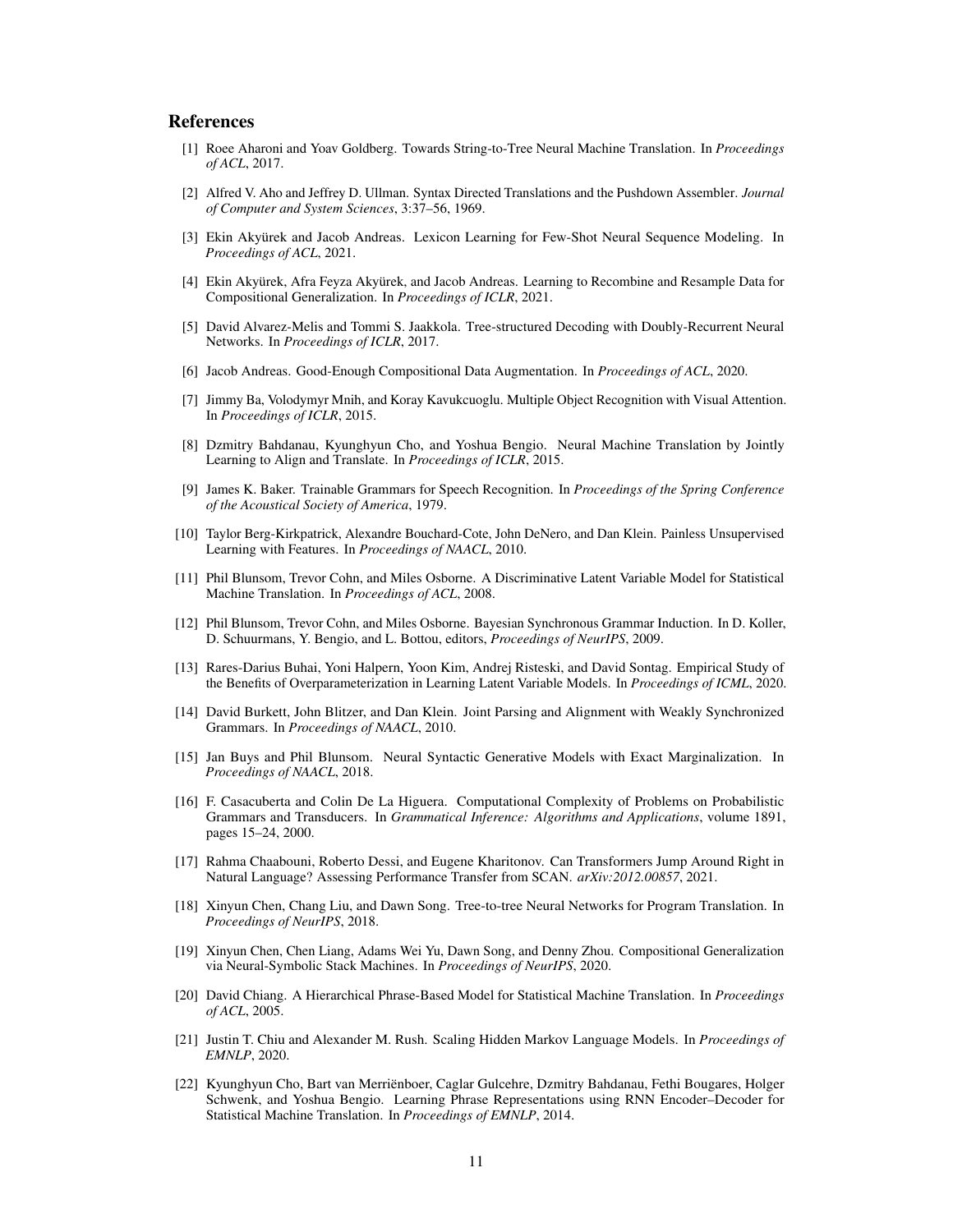## References

[1] Roee Aharoni and Yoav Goldberg. Towards String-to-Tree Neural Machine Translation. In *Proceedings of ACL*, 2017.

[2] Alfred V. Aho and Jeffrey D. Ullman. Syntax Directed Translations and the Pushdown Assembler. *Journal of Computer and System Sciences*, 3:37–56, 1969.

[3] Ekin Akyürek and Jacob Andreas. Lexicon Learning for Few-Shot Neural Sequence Modeling. In *Proceedings of ACL*, 2021.

[4] Ekin Akyürek, Afra Feyza Akyürek, and Jacob Andreas. Learning to Recombine and Resample Data for Compositional Generalization. In *Proceedings of ICLR*, 2021.

[5] David Alvarez-Melis and Tommi S. Jaakkola. Tree-structured Decoding with Doubly-Recurrent Neural Networks. In *Proceedings of ICLR*, 2017.

[6] Jacob Andreas. Good-Enough Compositional Data Augmentation. In *Proceedings of ACL*, 2020.

[7] Jimmy Ba, Volodymyr Mnih, and Koray Kavukcuoglu. Multiple Object Recognition with Visual Attention. In *Proceedings of ICLR*, 2015.

[8] Dzmitry Bahdanau, Kyunghyun Cho, and Yoshua Bengio. Neural Machine Translation by Jointly Learning to Align and Translate. In *Proceedings of ICLR*, 2015.

[9] James K. Baker. Trainable Grammars for Speech Recognition. In *Proceedings of the Spring Conference of the Acoustical Society of America*, 1979.

[10] Taylor Berg-Kirkpatrick, Alexandre Bouchard-Cote, John DeNero, and Dan Klein. Painless Unsupervised Learning with Features. In *Proceedings of NAACL*, 2010.

[11] Phil Blunsom, Trevor Cohn, and Miles Osborne. A Discriminative Latent Variable Model for Statistical Machine Translation. In *Proceedings of ACL*, 2008.

[12] Phil Blunsom, Trevor Cohn, and Miles Osborne. Bayesian Synchronous Grammar Induction. In D. Koller, D. Schuurmans, Y. Bengio, and L. Bottou, editors, *Proceedings of NeurIPS*, 2009.

[13] Rares-Darius Buhai, Yoni Halpern, Yoon Kim, Andrej Risteski, and David Sontag. Empirical Study of the Benefits of Overparameterization in Learning Latent Variable Models. In *Proceedings of ICML*, 2020.

[14] David Burkett, John Blitzer, and Dan Klein. Joint Parsing and Alignment with Weakly Synchronized Grammars. In *Proceedings of NAACL*, 2010.

[15] Jan Buys and Phil Blunsom. Neural Syntactic Generative Models with Exact Marginalization. In *Proceedings of NAACL*, 2018.

[16] F. Casacuberta and Colin De La Higuera. Computational Complexity of Problems on Probabilistic Grammars and Transducers. In *Grammatical Inference: Algorithms and Applications*, volume 1891, pages 15–24, 2000.

[17] Rahma Chaabouni, Roberto Dessi, and Eugene Kharitonov. Can Transformers Jump Around Right in Natural Language? Assessing Performance Transfer from SCAN. *arXiv:2012.00857*, 2021.

[18] Xinyun Chen, Chang Liu, and Dawn Song. Tree-to-tree Neural Networks for Program Translation. In *Proceedings of NeurIPS*, 2018.

[19] Xinyun Chen, Chen Liang, Adams Wei Yu, Dawn Song, and Denny Zhou. Compositional Generalization via Neural-Symbolic Stack Machines. In *Proceedings of NeurIPS*, 2020.

[20] David Chiang. A Hierarchical Phrase-Based Model for Statistical Machine Translation. In *Proceedings of ACL*, 2005.

[21] Justin T. Chiu and Alexander M. Rush. Scaling Hidden Markov Language Models. In *Proceedings of EMNLP*, 2020.

[22] Kyunghyun Cho, Bart van Merriënboer, Caglar Gulcehre, Dzmitry Bahdanau, Fethi Bougares, Holger Schwenk, and Yoshua Bengio. Learning Phrase Representations using RNN Encoder–Decoder for Statistical Machine Translation. In *Proceedings of EMNLP*, 2014.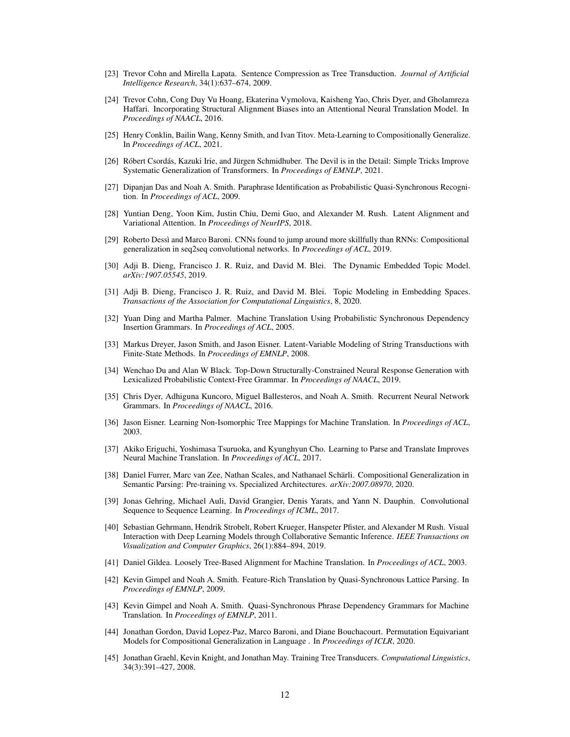[23] Trevor Cohn and Mirella Lapata. Sentence Compression as Tree Transduction. *Journal of Artificial Intelligence Research*, 34(1):637–674, 2009.

[24] Trevor Cohn, Cong Duy Vu Hoang, Ekaterina Vymolova, Kaisheng Yao, Chris Dyer, and Gholamreza Haffari. Incorporating Structural Alignment Biases into an Attentional Neural Translation Model. In *Proceedings of NAACL*, 2016.

[25] Henry Conklin, Bailin Wang, Kenny Smith, and Ivan Titov. Meta-Learning to Compositionally Generalize. In *Proceedings of ACL*, 2021.

[26] Róbert Csordás, Kazuki Irie, and Jürgen Schmidhuber. The Devil is in the Detail: Simple Tricks Improve Systematic Generalization of Transformers. In *Proceedings of EMNLP*, 2021.

[27] Dipanjan Das and Noah A. Smith. Paraphrase Identification as Probabilistic Quasi-Synchronous Recognition. In *Proceedings of ACL*, 2009.

[28] Yuntian Deng, Yoon Kim, Justin Chiu, Demi Guo, and Alexander M. Rush. Latent Alignment and Variational Attention. In *Proceedings of NeurIPS*, 2018.

[29] Roberto Dessì and Marco Baroni. CNNs found to jump around more skillfully than RNNs: Compositional generalization in seq2seq convolutional networks. In *Proceedings of ACL*, 2019.

[30] Adji B. Dieng, Francisco J. R. Ruiz, and David M. Blei. The Dynamic Embedded Topic Model. *arXiv:1907.05545*, 2019.

[31] Adji B. Dieng, Francisco J. R. Ruiz, and David M. Blei. Topic Modeling in Embedding Spaces. *Transactions of the Association for Computational Linguistics*, 8, 2020.

[32] Yuan Ding and Martha Palmer. Machine Translation Using Probabilistic Synchronous Dependency Insertion Grammars. In *Proceedings of ACL*, 2005.

[33] Markus Dreyer, Jason Smith, and Jason Eisner. Latent-Variable Modeling of String Transductions with Finite-State Methods. In *Proceedings of EMNLP*, 2008.

[34] Wenchao Du and Alan W Black. Top-Down Structurally-Constrained Neural Response Generation with Lexicalized Probabilistic Context-Free Grammar. In *Proceedings of NAACL*, 2019.

[35] Chris Dyer, Adhiguna Kuncoro, Miguel Ballesteros, and Noah A. Smith. Recurrent Neural Network Grammars. In *Proceedings of NAACL*, 2016.

[36] Jason Eisner. Learning Non-Isomorphic Tree Mappings for Machine Translation. In *Proceedings of ACL*, 2003.

[37] Akiko Eriguchi, Yoshimasa Tsuruoka, and Kyunghyun Cho. Learning to Parse and Translate Improves Neural Machine Translation. In *Proceedings of ACL*, 2017.

[38] Daniel Furrer, Marc van Zee, Nathan Scales, and Nathanael Schärli. Compositional Generalization in Semantic Parsing: Pre-training vs. Specialized Architectures. *arXiv:2007.08970*, 2020.

[39] Jonas Gehring, Michael Auli, David Grangier, Denis Yarats, and Yann N. Dauphin. Convolutional Sequence to Sequence Learning. In *Proceedings of ICML*, 2017.

[40] Sebastian Gehrmann, Hendrik Strobelt, Robert Krueger, Hanspeter Pfister, and Alexander M Rush. Visual Interaction with Deep Learning Models through Collaborative Semantic Inference. *IEEE Transactions on Visualization and Computer Graphics*, 26(1):884–894, 2019.

[41] Daniel Gildea. Loosely Tree-Based Alignment for Machine Translation. In *Proceedings of ACL*, 2003.

[42] Kevin Gimpel and Noah A. Smith. Feature-Rich Translation by Quasi-Synchronous Lattice Parsing. In *Proceedings of EMNLP*, 2009.

[43] Kevin Gimpel and Noah A. Smith. Quasi-Synchronous Phrase Dependency Grammars for Machine Translation. In *Proceedings of EMNLP*, 2011.

[44] Jonathan Gordon, David Lopez-Paz, Marco Baroni, and Diane Bouchacourt. Permutation Equivariant Models for Compositional Generalization in Language . In *Proceedings of ICLR*, 2020.

[45] Jonathan Graehl, Kevin Knight, and Jonathan May. Training Tree Transducers. *Computational Linguistics*, 34(3):391–427, 2008.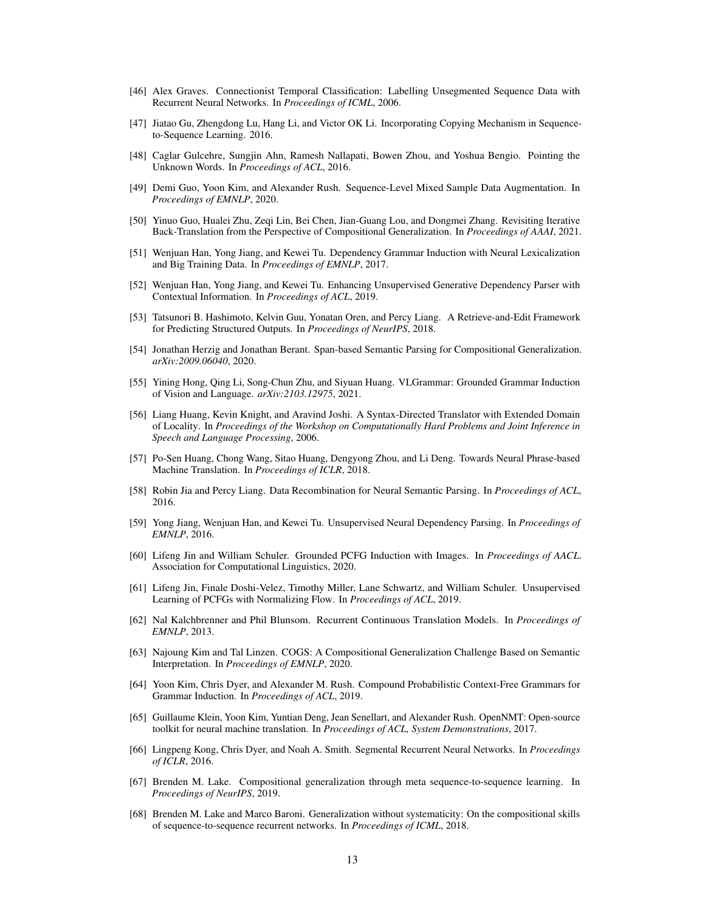[46] Alex Graves. Connectionist Temporal Classification: Labelling Unsegmented Sequence Data with Recurrent Neural Networks. In *Proceedings of ICML*, 2006.

[47] Jiatao Gu, Zhengdong Lu, Hang Li, and Victor OK Li. Incorporating Copying Mechanism in Sequence-to-Sequence Learning. 2016.

[48] Caglar Gulcehre, Sungjin Ahn, Ramesh Nallapati, Bowen Zhou, and Yoshua Bengio. Pointing the Unknown Words. In *Proceedings of ACL*, 2016.

[49] Demi Guo, Yoon Kim, and Alexander Rush. Sequence-Level Mixed Sample Data Augmentation. In *Proceedings of EMNLP*, 2020.

[50] Yinuo Guo, Hualei Zhu, Zeqi Lin, Bei Chen, Jian-Guang Lou, and Dongmei Zhang. Revisiting Iterative Back-Translation from the Perspective of Compositional Generalization. In *Proceedings of AAAI*, 2021.

[51] Wenjuan Han, Yong Jiang, and Kewei Tu. Dependency Grammar Induction with Neural Lexicalization and Big Training Data. In *Proceedings of EMNLP*, 2017.

[52] Wenjuan Han, Yong Jiang, and Kewei Tu. Enhancing Unsupervised Generative Dependency Parser with Contextual Information. In *Proceedings of ACL*, 2019.

[53] Tatsunori B. Hashimoto, Kelvin Guu, Yonatan Oren, and Percy Liang. A Retrieve-and-Edit Framework for Predicting Structured Outputs. In *Proceedings of NeurIPS*, 2018.

[54] Jonathan Herzig and Jonathan Berant. Span-based Semantic Parsing for Compositional Generalization. *arXiv:2009.06040*, 2020.

[55] Yining Hong, Qing Li, Song-Chun Zhu, and Siyuan Huang. VLGrammar: Grounded Grammar Induction of Vision and Language. *arXiv:2103.12975*, 2021.

[56] Liang Huang, Kevin Knight, and Aravind Joshi. A Syntax-Directed Translator with Extended Domain of Locality. In *Proceedings of the Workshop on Computationally Hard Problems and Joint Inference in Speech and Language Processing*, 2006.

[57] Po-Sen Huang, Chong Wang, Sitao Huang, Dengyong Zhou, and Li Deng. Towards Neural Phrase-based Machine Translation. In *Proceedings of ICLR*, 2018.

[58] Robin Jia and Percy Liang. Data Recombination for Neural Semantic Parsing. In *Proceedings of ACL*, 2016.

[59] Yong Jiang, Wenjuan Han, and Kewei Tu. Unsupervised Neural Dependency Parsing. In *Proceedings of EMNLP*, 2016.

[60] Lifeng Jin and William Schuler. Grounded PCFG Induction with Images. In *Proceedings of AACL*. Association for Computational Linguistics, 2020.

[61] Lifeng Jin, Finale Doshi-Velez, Timothy Miller, Lane Schwartz, and William Schuler. Unsupervised Learning of PCFGs with Normalizing Flow. In *Proceedings of ACL*, 2019.

[62] Nal Kalchbrenner and Phil Blunsom. Recurrent Continuous Translation Models. In *Proceedings of EMNLP*, 2013.

[63] Najoung Kim and Tal Linzen. COGS: A Compositional Generalization Challenge Based on Semantic Interpretation. In *Proceedings of EMNLP*, 2020.

[64] Yoon Kim, Chris Dyer, and Alexander M. Rush. Compound Probabilistic Context-Free Grammars for Grammar Induction. In *Proceedings of ACL*, 2019.

[65] Guillaume Klein, Yoon Kim, Yuntian Deng, Jean Senellart, and Alexander Rush. OpenNMT: Open-source toolkit for neural machine translation. In *Proceedings of ACL, System Demonstrations*, 2017.

[66] Lingpeng Kong, Chris Dyer, and Noah A. Smith. Segmental Recurrent Neural Networks. In *Proceedings of ICLR*, 2016.

[67] Brenden M. Lake. Compositional generalization through meta sequence-to-sequence learning. In *Proceedings of NeurIPS*, 2019.

[68] Brenden M. Lake and Marco Baroni. Generalization without systematicity: On the compositional skills of sequence-to-sequence recurrent networks. In *Proceedings of ICML*, 2018.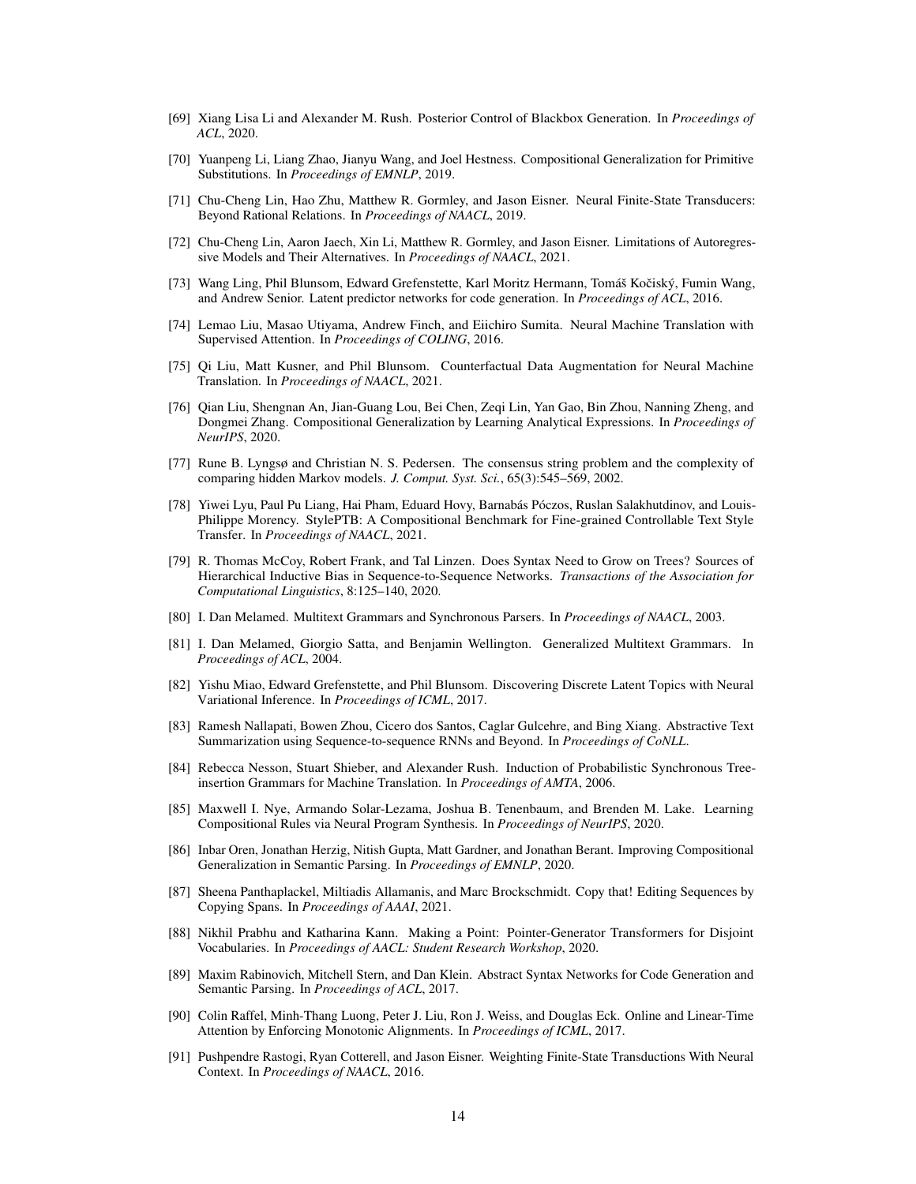[69] Xiang Lisa Li and Alexander M. Rush. Posterior Control of Blackbox Generation. In *Proceedings of ACL*, 2020.

[70] Yuanpeng Li, Liang Zhao, Jianyu Wang, and Joel Hestness. Compositional Generalization for Primitive Substitutions. In *Proceedings of EMNLP*, 2019.

[71] Chu-Cheng Lin, Hao Zhu, Matthew R. Gormley, and Jason Eisner. Neural Finite-State Transducers: Beyond Rational Relations. In *Proceedings of NAACL*, 2019.

[72] Chu-Cheng Lin, Aaron Jaech, Xin Li, Matthew R. Gormley, and Jason Eisner. Limitations of Autoregressive Models and Their Alternatives. In *Proceedings of NAACL*, 2021.

[73] Wang Ling, Phil Blunsom, Edward Grefenstette, Karl Moritz Hermann, Tomáš Kočiský, Fumin Wang, and Andrew Senior. Latent predictor networks for code generation. In *Proceedings of ACL*, 2016.

[74] Lemao Liu, Masao Utiyama, Andrew Finch, and Eiichiro Sumita. Neural Machine Translation with Supervised Attention. In *Proceedings of COLING*, 2016.

[75] Qi Liu, Matt Kusner, and Phil Blunsom. Counterfactual Data Augmentation for Neural Machine Translation. In *Proceedings of NAACL*, 2021.

[76] Qian Liu, Shengnan An, Jian-Guang Lou, Bei Chen, Zeqi Lin, Yan Gao, Bin Zhou, Nanning Zheng, and Dongmei Zhang. Compositional Generalization by Learning Analytical Expressions. In *Proceedings of NeurIPS*, 2020.

[77] Rune B. Lyngsø and Christian N. S. Pedersen. The consensus string problem and the complexity of comparing hidden Markov models. *J. Comput. Syst. Sci.*, 65(3):545–569, 2002.

[78] Yiwei Lyu, Paul Pu Liang, Hai Pham, Eduard Hovy, Barnabás Póczos, Ruslan Salakhutdinov, and Louis-Philippe Morency. StylePTB: A Compositional Benchmark for Fine-grained Controllable Text Style Transfer. In *Proceedings of NAACL*, 2021.

[79] R. Thomas McCoy, Robert Frank, and Tal Linzen. Does Syntax Need to Grow on Trees? Sources of Hierarchical Inductive Bias in Sequence-to-Sequence Networks. *Transactions of the Association for Computational Linguistics*, 8:125–140, 2020.

[80] I. Dan Melamed. Multitext Grammars and Synchronous Parsers. In *Proceedings of NAACL*, 2003.

[81] I. Dan Melamed, Giorgio Satta, and Benjamin Wellington. Generalized Multitext Grammars. In *Proceedings of ACL*, 2004.

[82] Yishu Miao, Edward Grefenstette, and Phil Blunsom. Discovering Discrete Latent Topics with Neural Variational Inference. In *Proceedings of ICML*, 2017.

[83] Ramesh Nallapati, Bowen Zhou, Cicero dos Santos, Caglar Gulcehre, and Bing Xiang. Abstractive Text Summarization using Sequence-to-sequence RNNs and Beyond. In *Proceedings of CoNLL*.

[84] Rebecca Nesson, Stuart Shieber, and Alexander Rush. Induction of Probabilistic Synchronous Tree-insertion Grammars for Machine Translation. In *Proceedings of AMTA*, 2006.

[85] Maxwell I. Nye, Armando Solar-Lezama, Joshua B. Tenenbaum, and Brenden M. Lake. Learning Compositional Rules via Neural Program Synthesis. In *Proceedings of NeurIPS*, 2020.

[86] Inbar Oren, Jonathan Herzig, Nitish Gupta, Matt Gardner, and Jonathan Berant. Improving Compositional Generalization in Semantic Parsing. In *Proceedings of EMNLP*, 2020.

[87] Sheena Panthaplackel, Miltiadis Allamanis, and Marc Brockschmidt. Copy that! Editing Sequences by Copying Spans. In *Proceedings of AAAI*, 2021.

[88] Nikhil Prabhu and Katharina Kann. Making a Point: Pointer-Generator Transformers for Disjoint Vocabularies. In *Proceedings of AACL: Student Research Workshop*, 2020.

[89] Maxim Rabinovich, Mitchell Stern, and Dan Klein. Abstract Syntax Networks for Code Generation and Semantic Parsing. In *Proceedings of ACL*, 2017.

[90] Colin Raffel, Minh-Thang Luong, Peter J. Liu, Ron J. Weiss, and Douglas Eck. Online and Linear-Time Attention by Enforcing Monotonic Alignments. In *Proceedings of ICML*, 2017.

[91] Pushpendre Rastogi, Ryan Cotterell, and Jason Eisner. Weighting Finite-State Transductions With Neural Context. In *Proceedings of NAACL*, 2016.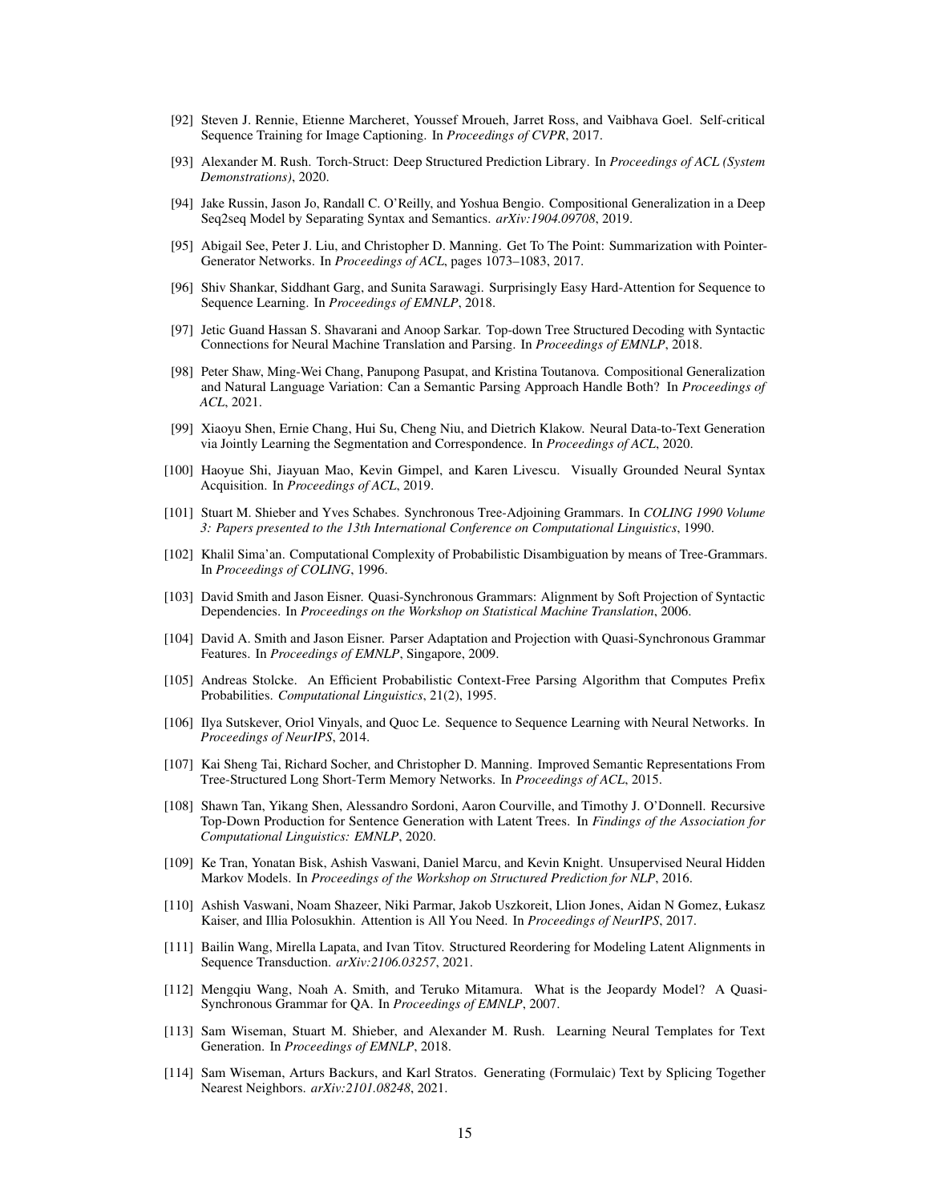[92] Steven J. Rennie, Etienne Marcheret, Youssef Mroueh, Jarret Ross, and Vaibhava Goel. Self-critical Sequence Training for Image Captioning. In *Proceedings of CVPR*, 2017.

[93] Alexander M. Rush. Torch-Struct: Deep Structured Prediction Library. In *Proceedings of ACL (System Demonstrations)*, 2020.

[94] Jake Russin, Jason Jo, Randall C. O'Reilly, and Yoshua Bengio. Compositional Generalization in a Deep Seq2seq Model by Separating Syntax and Semantics. *arXiv:1904.09708*, 2019.

[95] Abigail See, Peter J. Liu, and Christopher D. Manning. Get To The Point: Summarization with Pointer-Generator Networks. In *Proceedings of ACL*, pages 1073–1083, 2017.

[96] Shiv Shankar, Siddhant Garg, and Sunita Sarawagi. Surprisingly Easy Hard-Attention for Sequence to Sequence Learning. In *Proceedings of EMNLP*, 2018.

[97] Jetic Guand Hassan S. Shavarani and Anoop Sarkar. Top-down Tree Structured Decoding with Syntactic Connections for Neural Machine Translation and Parsing. In *Proceedings of EMNLP*, 2018.

[98] Peter Shaw, Ming-Wei Chang, Panupong Pasupat, and Kristina Toutanova. Compositional Generalization and Natural Language Variation: Can a Semantic Parsing Approach Handle Both? In *Proceedings of ACL*, 2021.

[99] Xiaoyu Shen, Ernie Chang, Hui Su, Cheng Niu, and Dietrich Klakow. Neural Data-to-Text Generation via Jointly Learning the Segmentation and Correspondence. In *Proceedings of ACL*, 2020.

[100] Haoyue Shi, Jiayuan Mao, Kevin Gimpel, and Karen Livescu. Visually Grounded Neural Syntax Acquisition. In *Proceedings of ACL*, 2019.

[101] Stuart M. Shieber and Yves Schabes. Synchronous Tree-Adjoining Grammars. In *COLING 1990 Volume 3: Papers presented to the 13th International Conference on Computational Linguistics*, 1990.

[102] Khalil Sima'an. Computational Complexity of Probabilistic Disambiguation by means of Tree-Grammars. In *Proceedings of COLING*, 1996.

[103] David Smith and Jason Eisner. Quasi-Synchronous Grammars: Alignment by Soft Projection of Syntactic Dependencies. In *Proceedings on the Workshop on Statistical Machine Translation*, 2006.

[104] David A. Smith and Jason Eisner. Parser Adaptation and Projection with Quasi-Synchronous Grammar Features. In *Proceedings of EMNLP*, Singapore, 2009.

[105] Andreas Stolcke. An Efficient Probabilistic Context-Free Parsing Algorithm that Computes Prefix Probabilities. *Computational Linguistics*, 21(2), 1995.

[106] Ilya Sutskever, Oriol Vinyals, and Quoc Le. Sequence to Sequence Learning with Neural Networks. In *Proceedings of NeurIPS*, 2014.

[107] Kai Sheng Tai, Richard Socher, and Christopher D. Manning. Improved Semantic Representations From Tree-Structured Long Short-Term Memory Networks. In *Proceedings of ACL*, 2015.

[108] Shawn Tan, Yikang Shen, Alessandro Sordoni, Aaron Courville, and Timothy J. O'Donnell. Recursive Top-Down Production for Sentence Generation with Latent Trees. In *Findings of the Association for Computational Linguistics: EMNLP*, 2020.

[109] Ke Tran, Yonatan Bisk, Ashish Vaswani, Daniel Marcu, and Kevin Knight. Unsupervised Neural Hidden Markov Models. In *Proceedings of the Workshop on Structured Prediction for NLP*, 2016.

[110] Ashish Vaswani, Noam Shazeer, Niki Parmar, Jakob Uszkoreit, Llion Jones, Aidan N Gomez, Łukasz Kaiser, and Illia Polosukhin. Attention is All You Need. In *Proceedings of NeurIPS*, 2017.

[111] Bailin Wang, Mirella Lapata, and Ivan Titov. Structured Reordering for Modeling Latent Alignments in Sequence Transduction. *arXiv:2106.03257*, 2021.

[112] Mengqiu Wang, Noah A. Smith, and Teruko Mitamura. What is the Jeopardy Model? A Quasi-Synchronous Grammar for QA. In *Proceedings of EMNLP*, 2007.

[113] Sam Wiseman, Stuart M. Shieber, and Alexander M. Rush. Learning Neural Templates for Text Generation. In *Proceedings of EMNLP*, 2018.

[114] Sam Wiseman, Arturs Backurs, and Karl Stratos. Generating (Formulaic) Text by Splicing Together Nearest Neighbors. *arXiv:2101.08248*, 2021.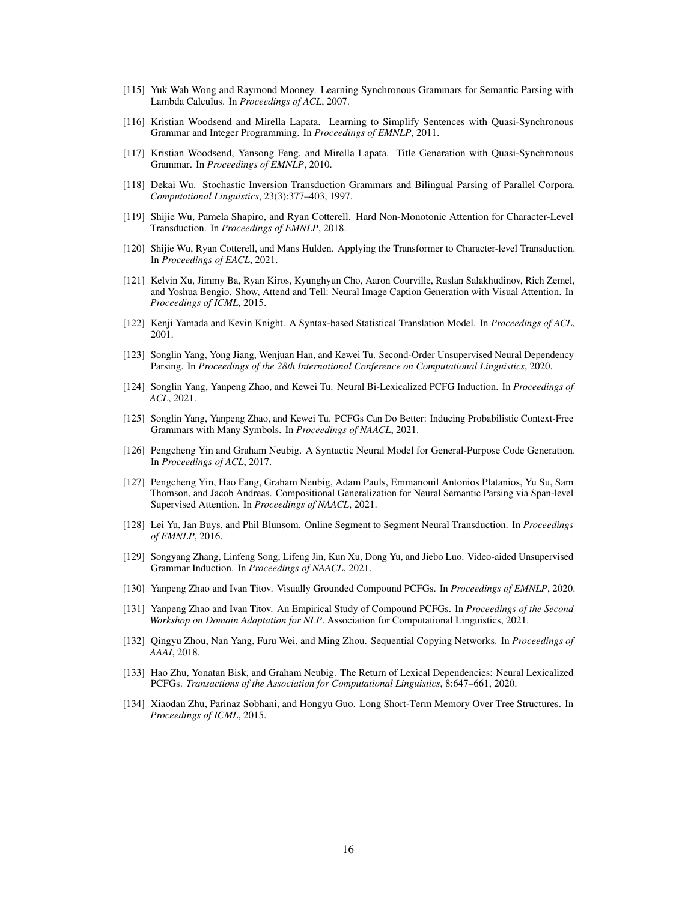[115] Yuk Wah Wong and Raymond Mooney. Learning Synchronous Grammars for Semantic Parsing with Lambda Calculus. In *Proceedings of ACL*, 2007.

[116] Kristian Woodsend and Mirella Lapata. Learning to Simplify Sentences with Quasi-Synchronous Grammar and Integer Programming. In *Proceedings of EMNLP*, 2011.

[117] Kristian Woodsend, Yansong Feng, and Mirella Lapata. Title Generation with Quasi-Synchronous Grammar. In *Proceedings of EMNLP*, 2010.

[118] Dekai Wu. Stochastic Inversion Transduction Grammars and Bilingual Parsing of Parallel Corpora. *Computational Linguistics*, 23(3):377–403, 1997.

[119] Shijie Wu, Pamela Shapiro, and Ryan Cotterell. Hard Non-Monotonic Attention for Character-Level Transduction. In *Proceedings of EMNLP*, 2018.

[120] Shijie Wu, Ryan Cotterell, and Mans Hulden. Applying the Transformer to Character-level Transduction. In *Proceedings of EACL*, 2021.

[121] Kelvin Xu, Jimmy Ba, Ryan Kiros, Kyunghyun Cho, Aaron Courville, Ruslan Salakhudinov, Rich Zemel, and Yoshua Bengio. Show, Attend and Tell: Neural Image Caption Generation with Visual Attention. In *Proceedings of ICML*, 2015.

[122] Kenji Yamada and Kevin Knight. A Syntax-based Statistical Translation Model. In *Proceedings of ACL*, 2001.

[123] Songlin Yang, Yong Jiang, Wenjuan Han, and Kewei Tu. Second-Order Unsupervised Neural Dependency Parsing. In *Proceedings of the 28th International Conference on Computational Linguistics*, 2020.

[124] Songlin Yang, Yanpeng Zhao, and Kewei Tu. Neural Bi-Lexicalized PCFG Induction. In *Proceedings of ACL*, 2021.

[125] Songlin Yang, Yanpeng Zhao, and Kewei Tu. PCFGs Can Do Better: Inducing Probabilistic Context-Free Grammars with Many Symbols. In *Proceedings of NAACL*, 2021.

[126] Pengcheng Yin and Graham Neubig. A Syntactic Neural Model for General-Purpose Code Generation. In *Proceedings of ACL*, 2017.

[127] Pengcheng Yin, Hao Fang, Graham Neubig, Adam Pauls, Emmanouil Antonios Platanios, Yu Su, Sam Thomson, and Jacob Andreas. Compositional Generalization for Neural Semantic Parsing via Span-level Supervised Attention. In *Proceedings of NAACL*, 2021.

[128] Lei Yu, Jan Buys, and Phil Blunsom. Online Segment to Segment Neural Transduction. In *Proceedings of EMNLP*, 2016.

[129] Songyang Zhang, Linfeng Song, Lifeng Jin, Kun Xu, Dong Yu, and Jiebo Luo. Video-aided Unsupervised Grammar Induction. In *Proceedings of NAACL*, 2021.

[130] Yanpeng Zhao and Ivan Titov. Visually Grounded Compound PCFGs. In *Proceedings of EMNLP*, 2020.

[131] Yanpeng Zhao and Ivan Titov. An Empirical Study of Compound PCFGs. In *Proceedings of the Second Workshop on Domain Adaptation for NLP*. Association for Computational Linguistics, 2021.

[132] Qingyu Zhou, Nan Yang, Furu Wei, and Ming Zhou. Sequential Copying Networks. In *Proceedings of AAAI*, 2018.

[133] Hao Zhu, Yonatan Bisk, and Graham Neubig. The Return of Lexical Dependencies: Neural Lexicalized PCFGs. *Transactions of the Association for Computational Linguistics*, 8:647–661, 2020.

[134] Xiaodan Zhu, Parinaz Sobhani, and Hongyu Guo. Long Short-Term Memory Over Tree Structures. In *Proceedings of ICML*, 2015.